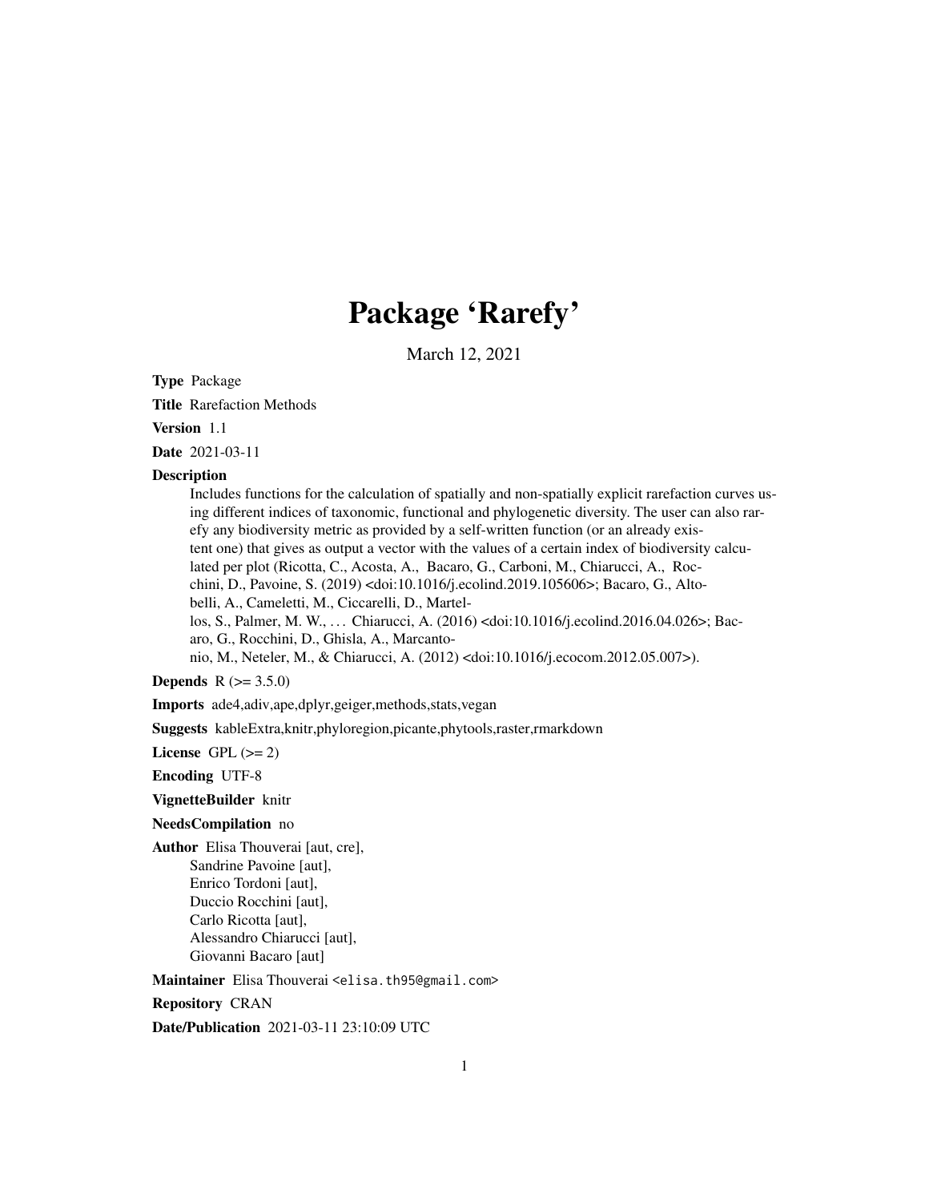# Package 'Rarefy'

March 12, 2021

**Type** Package

**Title** Rarefaction Methods

**Version** 1.1

**Date** 2021-03-11

**Description**
Includes functions for the calculation of spatially and non-spatially explicit rarefaction curves using different indices of taxonomic, functional and phylogenetic diversity. The user can also rarefy any biodiversity metric as provided by a self-written function (or an already existent one) that gives as output a vector with the values of a certain index of biodiversity calculated per plot (Ricotta, C., Acosta, A., Bacaro, G., Carboni, M., Chiarucci, A., Rocchini, D., Pavoine, S. (2019) <doi:10.1016/j.ecolind.2019.105606>; Bacaro, G., Altobelli, A., Cameletti, M., Ciccarelli, D., Martellos, S., Palmer, M. W., … Chiarucci, A. (2016) <doi:10.1016/j.ecolind.2016.04.026>; Bacaro, G., Rocchini, D., Ghisla, A., Marcantonio, M., Neteler, M., & Chiarucci, A. (2012) <doi:10.1016/j.ecocom.2012.05.007>).

**Depends** R (>= 3.5.0)

**Imports** ade4,adiv,ape,dplyr,geiger,methods,stats,vegan

**Suggests** kableExtra,knitr,phyloregion,picante,phytools,raster,rmarkdown

**License** GPL (>= 2)

**Encoding** UTF-8

**VignetteBuilder** knitr

**NeedsCompilation** no

**Author** Elisa Thouverai [aut, cre],
Sandrine Pavoine [aut],
Enrico Tordoni [aut],
Duccio Rocchini [aut],
Carlo Ricotta [aut],
Alessandro Chiarucci [aut],
Giovanni Bacaro [aut]

**Maintainer** Elisa Thouverai <elisa.th95@gmail.com>

**Repository** CRAN

**Date/Publication** 2021-03-11 23:10:09 UTC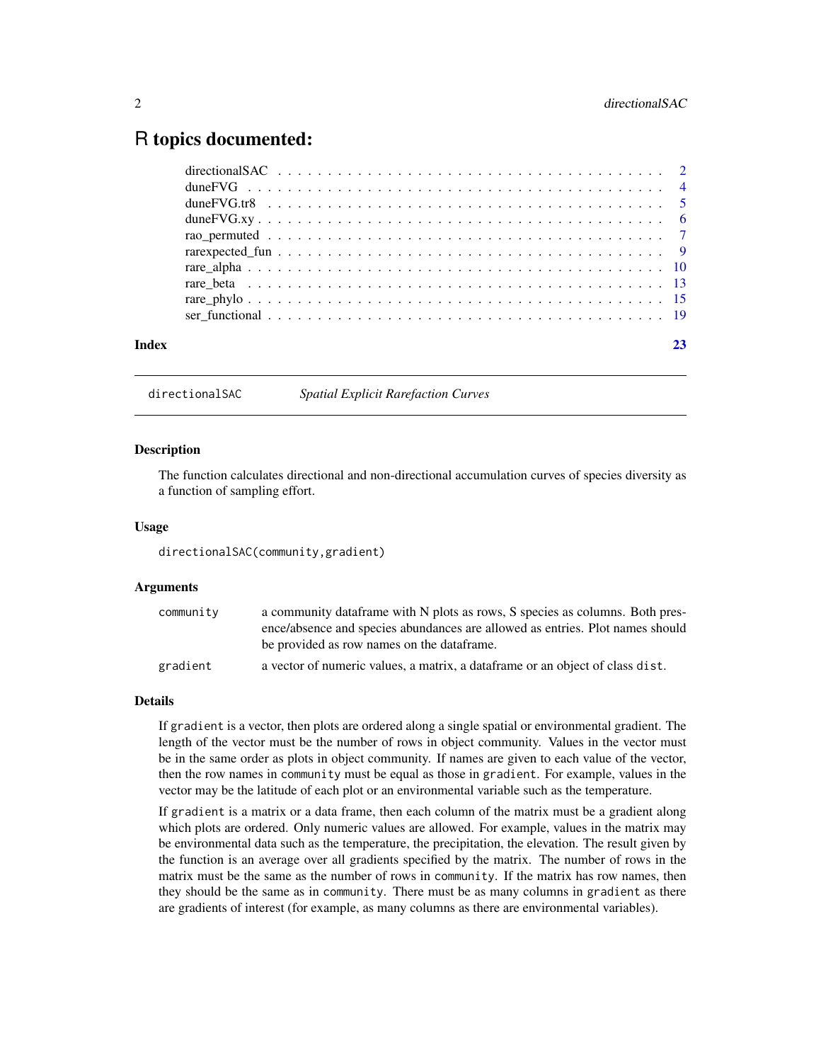# R topics documented:

directionalSAC . . . . . . . . . . . . . . . . . . . . . . . . . . . . . . . . . . . . . . 2
duneFVG . . . . . . . . . . . . . . . . . . . . . . . . . . . . . . . . . . . . . . . . . . 4
duneFVG.tr8 . . . . . . . . . . . . . . . . . . . . . . . . . . . . . . . . . . . . . . . . 5
duneFVG.xy . . . . . . . . . . . . . . . . . . . . . . . . . . . . . . . . . . . . . . . . 6
rao_permuted . . . . . . . . . . . . . . . . . . . . . . . . . . . . . . . . . . . . . . . 7
rarexpected_fun . . . . . . . . . . . . . . . . . . . . . . . . . . . . . . . . . . . . . . 9
rare_alpha . . . . . . . . . . . . . . . . . . . . . . . . . . . . . . . . . . . . . . . . . 10
rare_beta . . . . . . . . . . . . . . . . . . . . . . . . . . . . . . . . . . . . . . . . . 13
rare_phylo . . . . . . . . . . . . . . . . . . . . . . . . . . . . . . . . . . . . . . . . . 15
ser_functional . . . . . . . . . . . . . . . . . . . . . . . . . . . . . . . . . . . . . . . 19

**Index** 23

---

## directionalSAC — *Spatial Explicit Rarefaction Curves*

### Description

The function calculates directional and non-directional accumulation curves of species diversity as a function of sampling effort.

### Usage

```
directionalSAC(community,gradient)
```

### Arguments

| | |
|---|---|
| `community` | a community dataframe with N plots as rows, S species as columns. Both presence/absence and species abundances are allowed as entries. Plot names should be provided as row names on the dataframe. |
| `gradient` | a vector of numeric values, a matrix, a dataframe or an object of class `dist`. |

### Details

If `gradient` is a vector, then plots are ordered along a single spatial or environmental gradient. The length of the vector must be the number of rows in object community. Values in the vector must be in the same order as plots in object community. If names are given to each value of the vector, then the row names in `community` must be equal as those in `gradient`. For example, values in the vector may be the latitude of each plot or an environmental variable such as the temperature.

If `gradient` is a matrix or a data frame, then each column of the matrix must be a gradient along which plots are ordered. Only numeric values are allowed. For example, values in the matrix may be environmental data such as the temperature, the precipitation, the elevation. The result given by the function is an average over all gradients specified by the matrix. The number of rows in the matrix must be the same as the number of rows in `community`. If the matrix has row names, then they should be the same as in `community`. There must be as many columns in `gradient` as there are gradients of interest (for example, as many columns as there are environmental variables).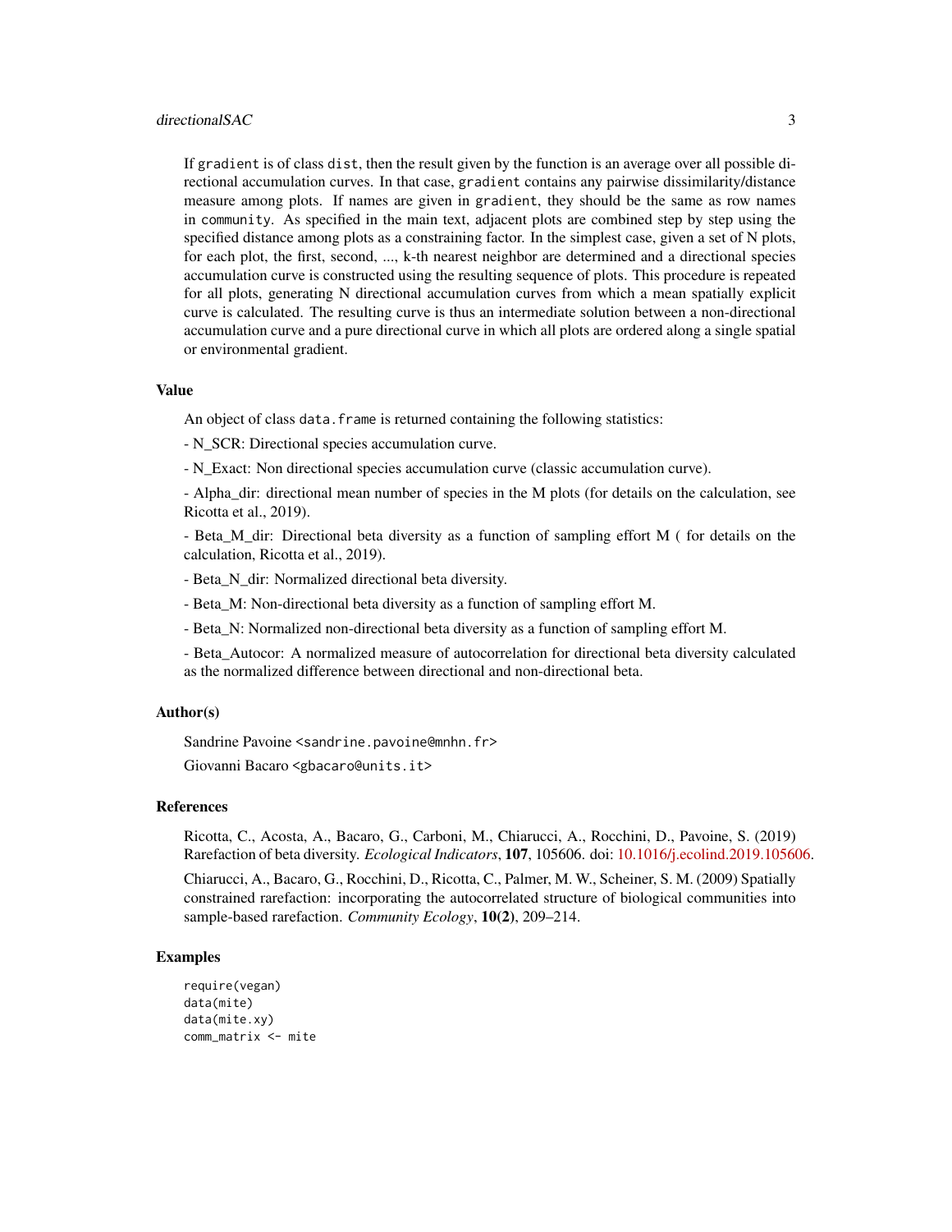If `gradient` is of class `dist`, then the result given by the function is an average over all possible directional accumulation curves. In that case, `gradient` contains any pairwise dissimilarity/distance measure among plots. If names are given in `gradient`, they should be the same as row names in `community`. As specified in the main text, adjacent plots are combined step by step using the specified distance among plots as a constraining factor. In the simplest case, given a set of N plots, for each plot, the first, second, ..., k-th nearest neighbor are determined and a directional species accumulation curve is constructed using the resulting sequence of plots. This procedure is repeated for all plots, generating N directional accumulation curves from which a mean spatially explicit curve is calculated. The resulting curve is thus an intermediate solution between a non-directional accumulation curve and a pure directional curve in which all plots are ordered along a single spatial or environmental gradient.

### Value

An object of class `data.frame` is returned containing the following statistics:

- N_SCR: Directional species accumulation curve.

- N_Exact: Non directional species accumulation curve (classic accumulation curve).

- Alpha_dir: directional mean number of species in the M plots (for details on the calculation, see Ricotta et al., 2019).

- Beta_M_dir: Directional beta diversity as a function of sampling effort M ( for details on the calculation, Ricotta et al., 2019).

- Beta_N_dir: Normalized directional beta diversity.

- Beta_M: Non-directional beta diversity as a function of sampling effort M.

- Beta_N: Normalized non-directional beta diversity as a function of sampling effort M.

- Beta_Autocor: A normalized measure of autocorrelation for directional beta diversity calculated as the normalized difference between directional and non-directional beta.

### Author(s)

Sandrine Pavoine <sandrine.pavoine@mnhn.fr>

Giovanni Bacaro <gbacaro@units.it>

### References

Ricotta, C., Acosta, A., Bacaro, G., Carboni, M., Chiarucci, A., Rocchini, D., Pavoine, S. (2019) Rarefaction of beta diversity. *Ecological Indicators*, **107**, 105606. doi: 10.1016/j.ecolind.2019.105606.

Chiarucci, A., Bacaro, G., Rocchini, D., Ricotta, C., Palmer, M. W., Scheiner, S. M. (2009) Spatially constrained rarefaction: incorporating the autocorrelated structure of biological communities into sample-based rarefaction. *Community Ecology*, **10(2)**, 209–214.

### Examples

```
require(vegan)
data(mite)
data(mite.xy)
comm_matrix <- mite
```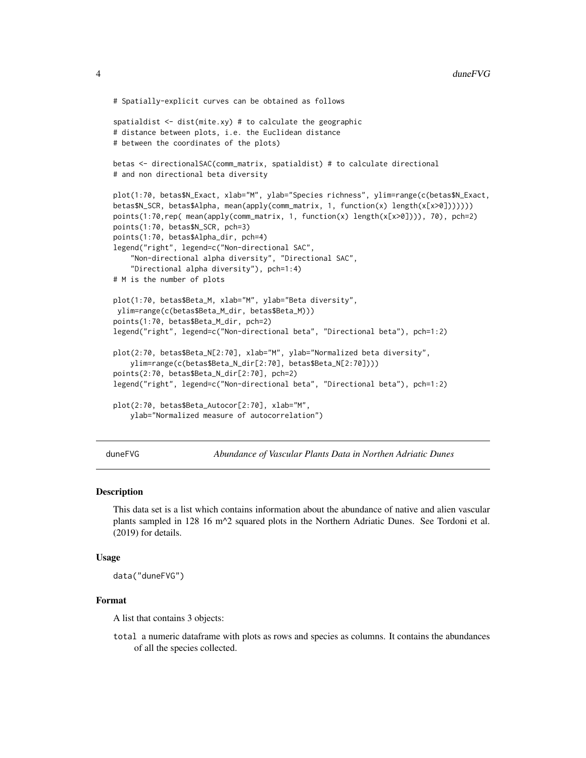```
# Spatially-explicit curves can be obtained as follows

spatialdist <- dist(mite.xy) # to calculate the geographic
# distance between plots, i.e. the Euclidean distance
# between the coordinates of the plots)

betas <- directionalSAC(comm_matrix, spatialdist) # to calculate directional
# and non directional beta diversity

plot(1:70, betas$N_Exact, xlab="M", ylab="Species richness", ylim=range(c(betas$N_Exact,
betas$N_SCR, betas$Alpha, mean(apply(comm_matrix, 1, function(x) length(x[x>0]))))))
points(1:70,rep( mean(apply(comm_matrix, 1, function(x) length(x[x>0]))), 70), pch=2)
points(1:70, betas$N_SCR, pch=3)
points(1:70, betas$Alpha_dir, pch=4)
legend("right", legend=c("Non-directional SAC",
    "Non-directional alpha diversity", "Directional SAC",
    "Directional alpha diversity"), pch=1:4)
# M is the number of plots

plot(1:70, betas$Beta_M, xlab="M", ylab="Beta diversity",
 ylim=range(c(betas$Beta_M_dir, betas$Beta_M)))
points(1:70, betas$Beta_M_dir, pch=2)
legend("right", legend=c("Non-directional beta", "Directional beta"), pch=1:2)

plot(2:70, betas$Beta_N[2:70], xlab="M", ylab="Normalized beta diversity",
    ylim=range(c(betas$Beta_N_dir[2:70], betas$Beta_N[2:70])))
points(2:70, betas$Beta_N_dir[2:70], pch=2)
legend("right", legend=c("Non-directional beta", "Directional beta"), pch=1:2)

plot(2:70, betas$Beta_Autocor[2:70], xlab="M",
    ylab="Normalized measure of autocorrelation")
```

## duneFVG — *Abundance of Vascular Plants Data in Northen Adriatic Dunes*

### Description

This data set is a list which contains information about the abundance of native and alien vascular plants sampled in 128 16 m^2 squared plots in the Northern Adriatic Dunes. See Tordoni et al. (2019) for details.

### Usage

```
data("duneFVG")
```

### Format

A list that contains 3 objects:

`total` a numeric dataframe with plots as rows and species as columns. It contains the abundances of all the species collected.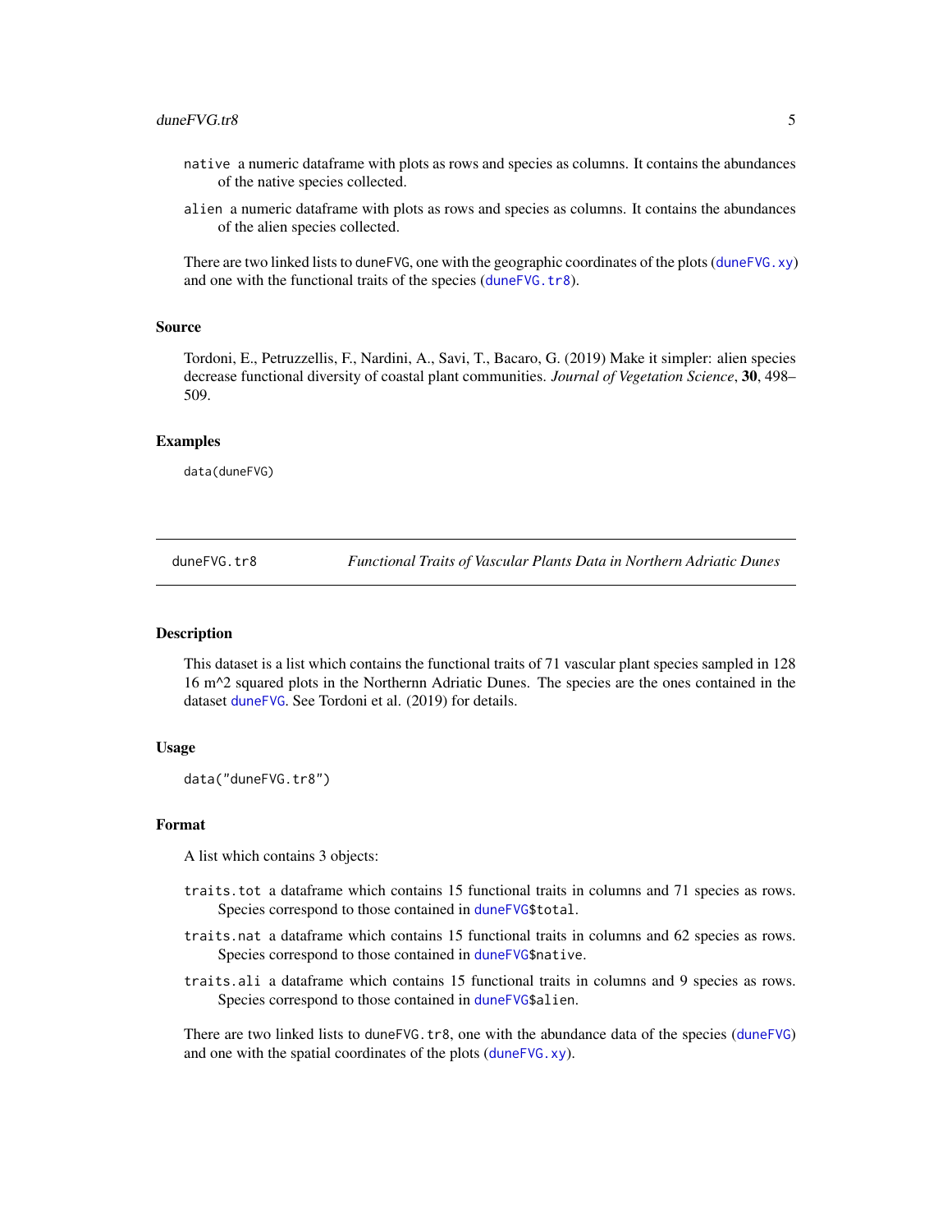- `native` a numeric dataframe with plots as rows and species as columns. It contains the abundances of the native species collected.
- `alien` a numeric dataframe with plots as rows and species as columns. It contains the abundances of the alien species collected.

There are two linked lists to `duneFVG`, one with the geographic coordinates of the plots (`duneFVG.xy`) and one with the functional traits of the species (`duneFVG.tr8`).

### Source

Tordoni, E., Petruzzellis, F., Nardini, A., Savi, T., Bacaro, G. (2019) Make it simpler: alien species decrease functional diversity of coastal plant communities. *Journal of Vegetation Science*, **30**, 498–509.

### Examples

```
data(duneFVG)
```

---

## duneFVG.tr8 — *Functional Traits of Vascular Plants Data in Northern Adriatic Dunes*

### Description

This dataset is a list which contains the functional traits of 71 vascular plant species sampled in 128 16 m^2 squared plots in the Northernn Adriatic Dunes. The species are the ones contained in the dataset `duneFVG`. See Tordoni et al. (2019) for details.

### Usage

```
data("duneFVG.tr8")
```

### Format

A list which contains 3 objects:

- `traits.tot` a dataframe which contains 15 functional traits in columns and 71 species as rows. Species correspond to those contained in `duneFVG$total`.
- `traits.nat` a dataframe which contains 15 functional traits in columns and 62 species as rows. Species correspond to those contained in `duneFVG$native`.
- `traits.ali` a dataframe which contains 15 functional traits in columns and 9 species as rows. Species correspond to those contained in `duneFVG$alien`.

There are two linked lists to `duneFVG.tr8`, one with the abundance data of the species (`duneFVG`) and one with the spatial coordinates of the plots (`duneFVG.xy`).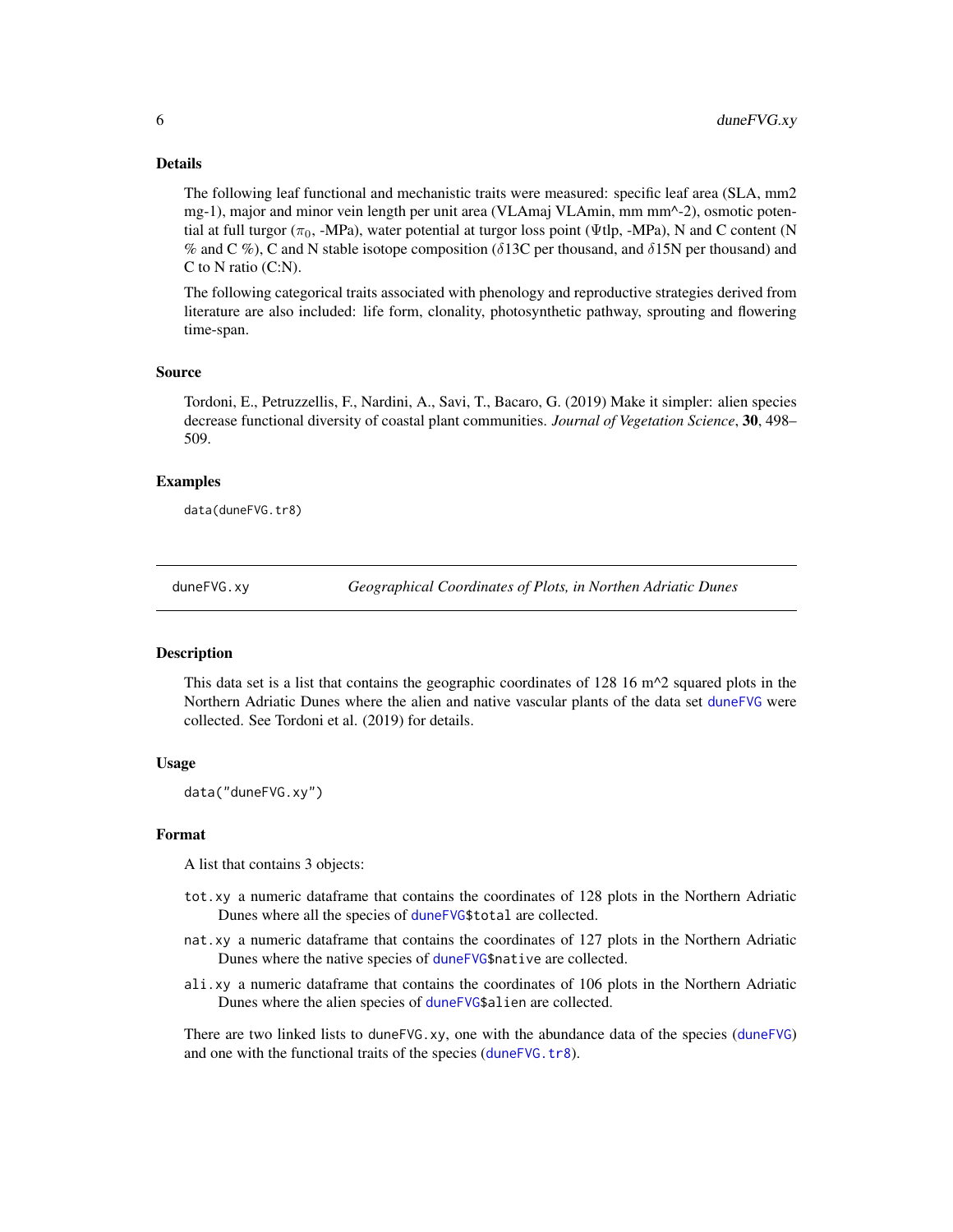### Details

The following leaf functional and mechanistic traits were measured: specific leaf area (SLA, mm2 mg-1), major and minor vein length per unit area (VLAmaj VLAmin, mm mm^-2), osmotic potential at full turgor ($\pi_0$, -MPa), water potential at turgor loss point ($\Psi$tlp, -MPa), N and C content (N % and C %), C and N stable isotope composition ($\delta$13C per thousand, and $\delta$15N per thousand) and C to N ratio (C:N).

The following categorical traits associated with phenology and reproductive strategies derived from literature are also included: life form, clonality, photosynthetic pathway, sprouting and flowering time-span.

### Source

Tordoni, E., Petruzzellis, F., Nardini, A., Savi, T., Bacaro, G. (2019) Make it simpler: alien species decrease functional diversity of coastal plant communities. *Journal of Vegetation Science*, **30**, 498–509.

### Examples

```
data(duneFVG.tr8)
```

## duneFVG.xy — *Geographical Coordinates of Plots, in Northen Adriatic Dunes*

### Description

This data set is a list that contains the geographic coordinates of 128 16 m^2 squared plots in the Northern Adriatic Dunes where the alien and native vascular plants of the data set duneFVG were collected. See Tordoni et al. (2019) for details.

### Usage

```
data("duneFVG.xy")
```

### Format

A list that contains 3 objects:

- `tot.xy` a numeric dataframe that contains the coordinates of 128 plots in the Northern Adriatic Dunes where all the species of duneFVG$total are collected.
- `nat.xy` a numeric dataframe that contains the coordinates of 127 plots in the Northern Adriatic Dunes where the native species of duneFVG$native are collected.
- `ali.xy` a numeric dataframe that contains the coordinates of 106 plots in the Northern Adriatic Dunes where the alien species of duneFVG$alien are collected.

There are two linked lists to duneFVG.xy, one with the abundance data of the species (duneFVG) and one with the functional traits of the species (duneFVG.tr8).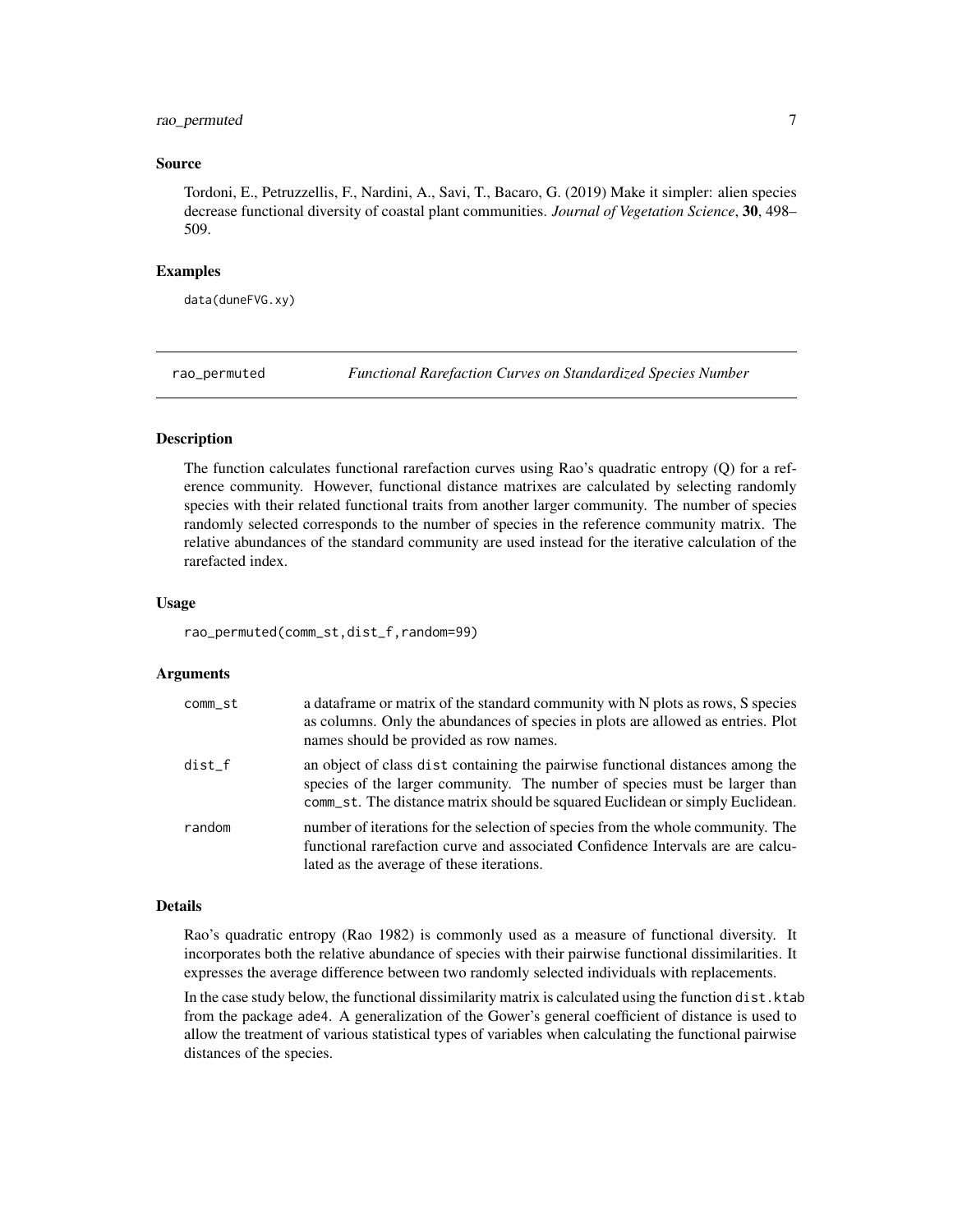## Source

Tordoni, E., Petruzzellis, F., Nardini, A., Savi, T., Bacaro, G. (2019) Make it simpler: alien species decrease functional diversity of coastal plant communities. *Journal of Vegetation Science*, **30**, 498–509.

## Examples

```
data(duneFVG.xy)
```

---

# rao_permuted — *Functional Rarefaction Curves on Standardized Species Number*

## Description

The function calculates functional rarefaction curves using Rao's quadratic entropy (Q) for a reference community. However, functional distance matrixes are calculated by selecting randomly species with their related functional traits from another larger community. The number of species randomly selected corresponds to the number of species in the reference community matrix. The relative abundances of the standard community are used instead for the iterative calculation of the rarefacted index.

## Usage

```
rao_permuted(comm_st,dist_f,random=99)
```

## Arguments

| | |
|---|---|
| comm_st | a dataframe or matrix of the standard community with N plots as rows, S species as columns. Only the abundances of species in plots are allowed as entries. Plot names should be provided as row names. |
| dist_f | an object of class dist containing the pairwise functional distances among the species of the larger community. The number of species must be larger than comm_st. The distance matrix should be squared Euclidean or simply Euclidean. |
| random | number of iterations for the selection of species from the whole community. The functional rarefaction curve and associated Confidence Intervals are are calculated as the average of these iterations. |

## Details

Rao's quadratic entropy (Rao 1982) is commonly used as a measure of functional diversity. It incorporates both the relative abundance of species with their pairwise functional dissimilarities. It expresses the average difference between two randomly selected individuals with replacements.

In the case study below, the functional dissimilarity matrix is calculated using the function dist.ktab from the package ade4. A generalization of the Gower's general coefficient of distance is used to allow the treatment of various statistical types of variables when calculating the functional pairwise distances of the species.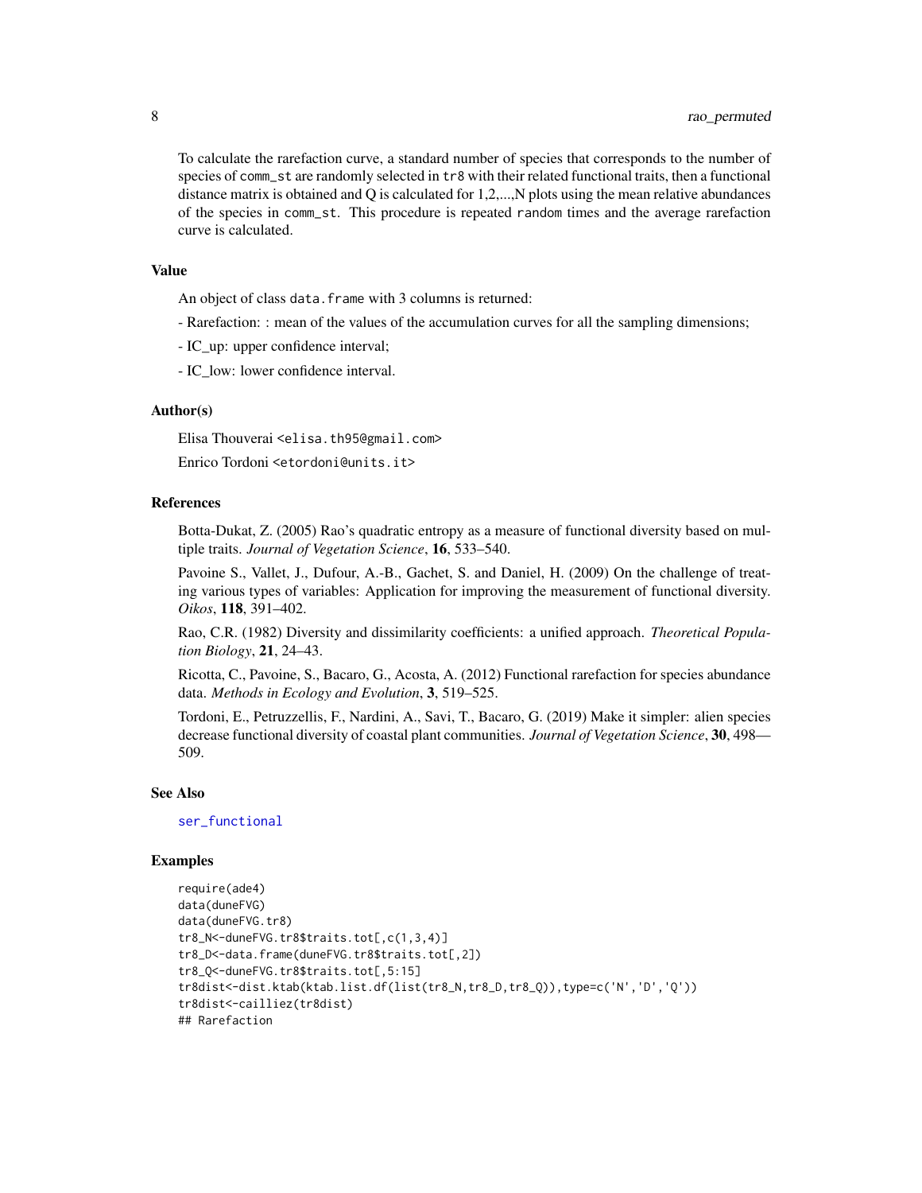To calculate the rarefaction curve, a standard number of species that corresponds to the number of species of `comm_st` are randomly selected in `tr8` with their related functional traits, then a functional distance matrix is obtained and Q is calculated for 1,2,...,N plots using the mean relative abundances of the species in `comm_st`. This procedure is repeated `random` times and the average rarefaction curve is calculated.

### Value

An object of class `data.frame` with 3 columns is returned:

- Rarefaction: : mean of the values of the accumulation curves for all the sampling dimensions;

- IC_up: upper confidence interval;

- IC_low: lower confidence interval.

### Author(s)

Elisa Thouverai <elisa.th95@gmail.com>

Enrico Tordoni <etordoni@units.it>

### References

Botta-Dukat, Z. (2005) Rao's quadratic entropy as a measure of functional diversity based on multiple traits. *Journal of Vegetation Science*, **16**, 533–540.

Pavoine S., Vallet, J., Dufour, A.-B., Gachet, S. and Daniel, H. (2009) On the challenge of treating various types of variables: Application for improving the measurement of functional diversity. *Oikos*, **118**, 391–402.

Rao, C.R. (1982) Diversity and dissimilarity coefficients: a unified approach. *Theoretical Population Biology*, **21**, 24–43.

Ricotta, C., Pavoine, S., Bacaro, G., Acosta, A. (2012) Functional rarefaction for species abundance data. *Methods in Ecology and Evolution*, **3**, 519–525.

Tordoni, E., Petruzzellis, F., Nardini, A., Savi, T., Bacaro, G. (2019) Make it simpler: alien species decrease functional diversity of coastal plant communities. *Journal of Vegetation Science*, **30**, 498—509.

### See Also

`ser_functional`

### Examples

```
require(ade4)
data(duneFVG)
data(duneFVG.tr8)
tr8_N<-duneFVG.tr8$traits.tot[,c(1,3,4)]
tr8_D<-data.frame(duneFVG.tr8$traits.tot[,2])
tr8_Q<-duneFVG.tr8$traits.tot[,5:15]
tr8dist<-dist.ktab(ktab.list.df(list(tr8_N,tr8_D,tr8_Q)),type=c('N','D','Q'))
tr8dist<-cailliez(tr8dist)
## Rarefaction
```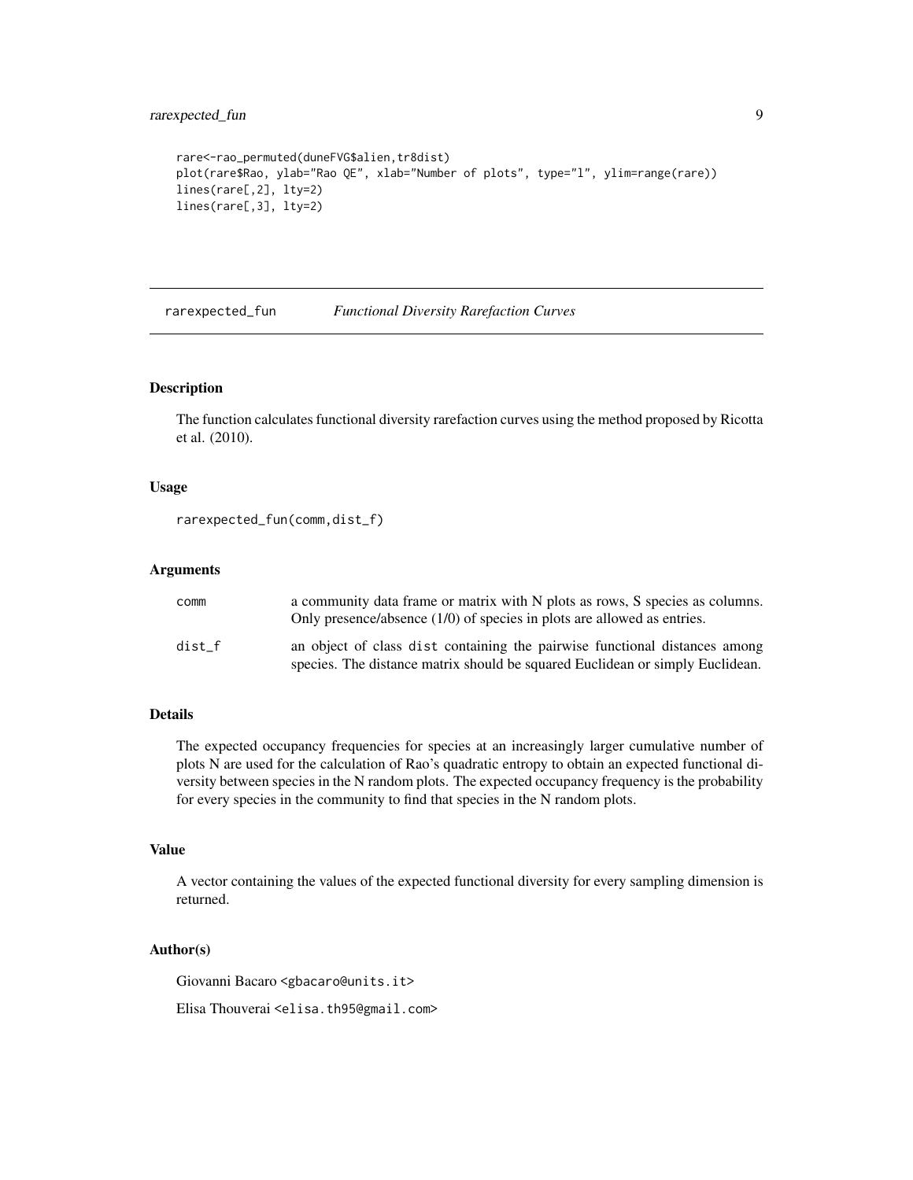```
rare<-rao_permuted(duneFVG$alien,tr8dist)
plot(rare$Rao, ylab="Rao QE", xlab="Number of plots", type="l", ylim=range(rare))
lines(rare[,2], lty=2)
lines(rare[,3], lty=2)
```

## rarexpected_fun *Functional Diversity Rarefaction Curves*

### Description

The function calculates functional diversity rarefaction curves using the method proposed by Ricotta et al. (2010).

### Usage

```
rarexpected_fun(comm,dist_f)
```

### Arguments

| | |
|---|---|
| comm | a community data frame or matrix with N plots as rows, S species as columns. Only presence/absence (1/0) of species in plots are allowed as entries. |
| dist_f | an object of class dist containing the pairwise functional distances among species. The distance matrix should be squared Euclidean or simply Euclidean. |

### Details

The expected occupancy frequencies for species at an increasingly larger cumulative number of plots N are used for the calculation of Rao's quadratic entropy to obtain an expected functional diversity between species in the N random plots. The expected occupancy frequency is the probability for every species in the community to find that species in the N random plots.

### Value

A vector containing the values of the expected functional diversity for every sampling dimension is returned.

### Author(s)

Giovanni Bacaro <gbacaro@units.it>

Elisa Thouverai <elisa.th95@gmail.com>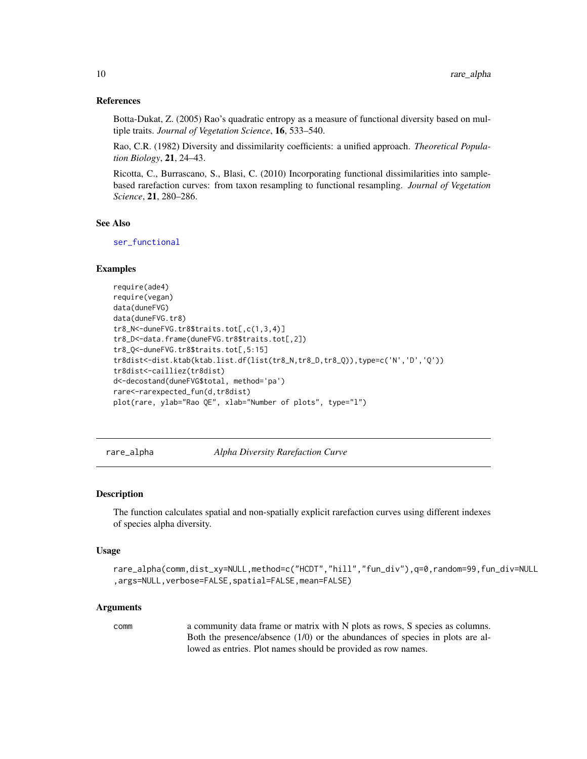### References

Botta-Dukat, Z. (2005) Rao's quadratic entropy as a measure of functional diversity based on multiple traits. *Journal of Vegetation Science*, **16**, 533–540.

Rao, C.R. (1982) Diversity and dissimilarity coefficients: a unified approach. *Theoretical Population Biology*, **21**, 24–43.

Ricotta, C., Burrascano, S., Blasi, C. (2010) Incorporating functional dissimilarities into sample-based rarefaction curves: from taxon resampling to functional resampling. *Journal of Vegetation Science*, **21**, 280–286.

### See Also

ser_functional

### Examples

```
require(ade4)
require(vegan)
data(duneFVG)
data(duneFVG.tr8)
tr8_N<-duneFVG.tr8$traits.tot[,c(1,3,4)]
tr8_D<-data.frame(duneFVG.tr8$traits.tot[,2])
tr8_Q<-duneFVG.tr8$traits.tot[,5:15]
tr8dist<-dist.ktab(ktab.list.df(list(tr8_N,tr8_D,tr8_Q)),type=c('N','D','Q'))
tr8dist<-cailliez(tr8dist)
d<-decostand(duneFVG$total, method='pa')
rare<-rarexpected_fun(d,tr8dist)
plot(rare, ylab="Rao QE", xlab="Number of plots", type="l")
```

---

## rare_alpha    *Alpha Diversity Rarefaction Curve*

### Description

The function calculates spatial and non-spatially explicit rarefaction curves using different indexes of species alpha diversity.

### Usage

```
rare_alpha(comm,dist_xy=NULL,method=c("HCDT","hill","fun_div"),q=0,random=99,fun_div=NULL
,args=NULL,verbose=FALSE,spatial=FALSE,mean=FALSE)
```

### Arguments

comm  a community data frame or matrix with N plots as rows, S species as columns. Both the presence/absence (1/0) or the abundances of species in plots are allowed as entries. Plot names should be provided as row names.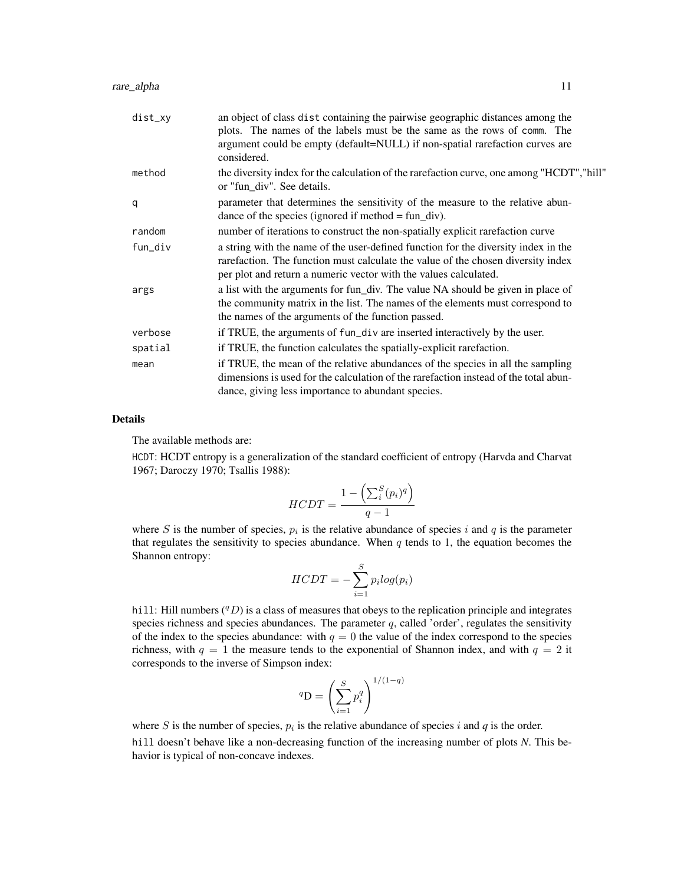| | |
|---|---|
| dist_xy | an object of class dist containing the pairwise geographic distances among the plots. The names of the labels must be the same as the rows of comm. The argument could be empty (default=NULL) if non-spatial rarefaction curves are considered. |
| method | the diversity index for the calculation of the rarefaction curve, one among "HCDT","hill" or "fun_div". See details. |
| q | parameter that determines the sensitivity of the measure to the relative abundance of the species (ignored if method = fun_div). |
| random | number of iterations to construct the non-spatially explicit rarefaction curve |
| fun_div | a string with the name of the user-defined function for the diversity index in the rarefaction. The function must calculate the value of the chosen diversity index per plot and return a numeric vector with the values calculated. |
| args | a list with the arguments for fun_div. The value NA should be given in place of the community matrix in the list. The names of the elements must correspond to the names of the arguments of the function passed. |
| verbose | if TRUE, the arguments of fun_div are inserted interactively by the user. |
| spatial | if TRUE, the function calculates the spatially-explicit rarefaction. |
| mean | if TRUE, the mean of the relative abundances of the species in all the sampling dimensions is used for the calculation of the rarefaction instead of the total abundance, giving less importance to abundant species. |

## Details

The available methods are:

HCDT: HCDT entropy is a generalization of the standard coefficient of entropy (Harvda and Charvat 1967; Daroczy 1970; Tsallis 1988):

$$HCDT = \frac{1 - \left(\sum_i^S (p_i)^q\right)}{q-1}$$

where $S$ is the number of species, $p_i$ is the relative abundance of species $i$ and $q$ is the parameter that regulates the sensitivity to species abundance. When $q$ tends to 1, the equation becomes the Shannon entropy:

$$HCDT = -\sum_{i=1}^{S} p_i log(p_i)$$

hill: Hill numbers (${}^qD$) is a class of measures that obeys to the replication principle and integrates species richness and species abundances. The parameter $q$, called 'order', regulates the sensitivity of the index to the species abundance: with $q = 0$ the value of the index correspond to the species richness, with $q = 1$ the measure tends to the exponential of Shannon index, and with $q = 2$ it corresponds to the inverse of Simpson index:

$${}^q\mathrm{D} = \left(\sum_{i=1}^{S} p_i^q\right)^{1/(1-q)}$$

where $S$ is the number of species, $p_i$ is the relative abundance of species $i$ and $q$ is the order.

hill doesn't behave like a non-decreasing function of the increasing number of plots *N*. This behavior is typical of non-concave indexes.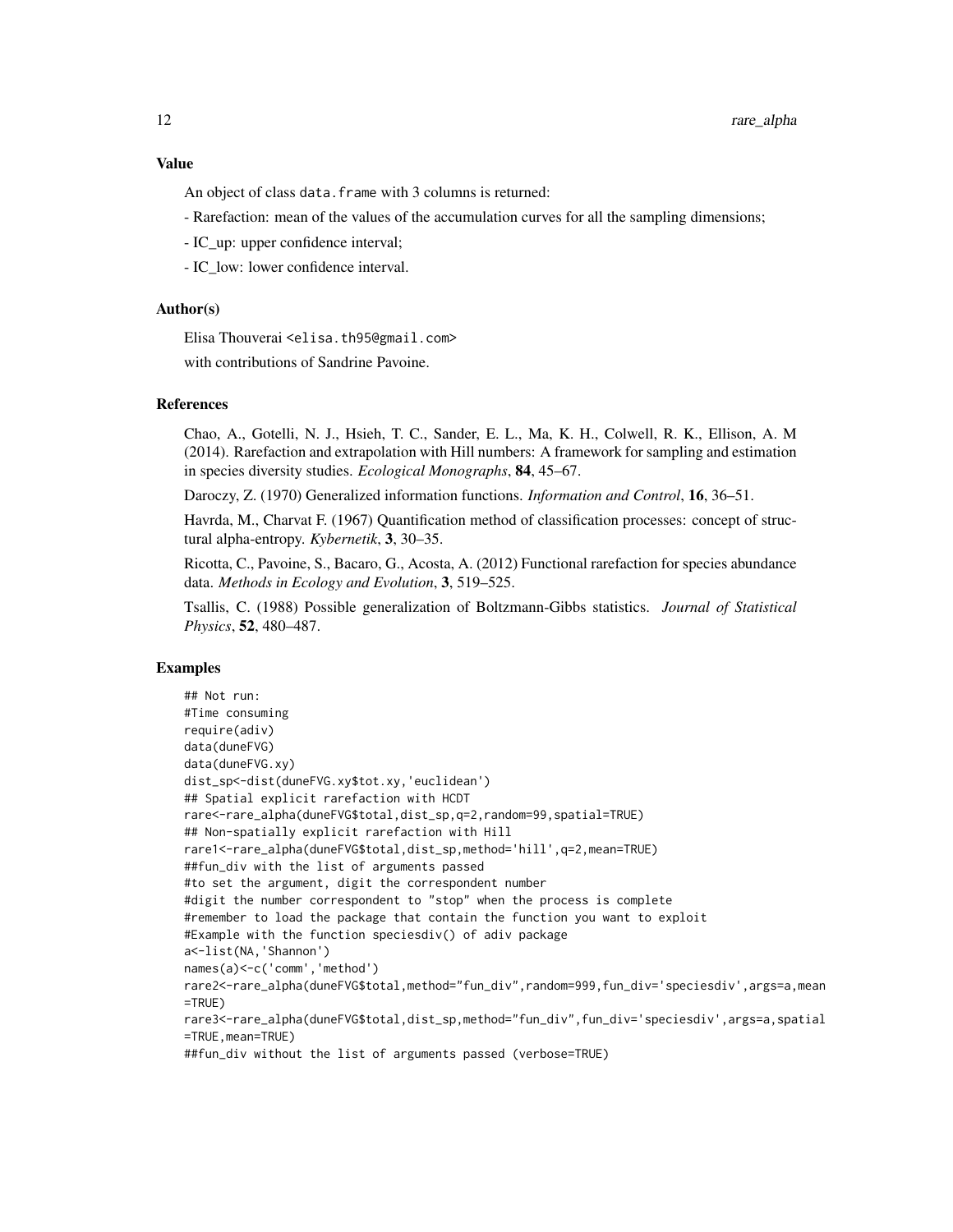### Value

An object of class data.frame with 3 columns is returned:

- Rarefaction: mean of the values of the accumulation curves for all the sampling dimensions;

- IC_up: upper confidence interval;

- IC_low: lower confidence interval.

### Author(s)

Elisa Thouverai <elisa.th95@gmail.com>

with contributions of Sandrine Pavoine.

### References

Chao, A., Gotelli, N. J., Hsieh, T. C., Sander, E. L., Ma, K. H., Colwell, R. K., Ellison, A. M (2014). Rarefaction and extrapolation with Hill numbers: A framework for sampling and estimation in species diversity studies. *Ecological Monographs*, **84**, 45–67.

Daroczy, Z. (1970) Generalized information functions. *Information and Control*, **16**, 36–51.

Havrda, M., Charvat F. (1967) Quantification method of classification processes: concept of structural alpha-entropy. *Kybernetik*, **3**, 30–35.

Ricotta, C., Pavoine, S., Bacaro, G., Acosta, A. (2012) Functional rarefaction for species abundance data. *Methods in Ecology and Evolution*, **3**, 519–525.

Tsallis, C. (1988) Possible generalization of Boltzmann-Gibbs statistics. *Journal of Statistical Physics*, **52**, 480–487.

### Examples

```
## Not run:
#Time consuming
require(adiv)
data(duneFVG)
data(duneFVG.xy)
dist_sp<-dist(duneFVG.xy$tot.xy,'euclidean')
## Spatial explicit rarefaction with HCDT
rare<-rare_alpha(duneFVG$total,dist_sp,q=2,random=99,spatial=TRUE)
## Non-spatially explicit rarefaction with Hill
rare1<-rare_alpha(duneFVG$total,dist_sp,method='hill',q=2,mean=TRUE)
##fun_div with the list of arguments passed
#to set the argument, digit the correspondent number
#digit the number correspondent to "stop" when the process is complete
#remember to load the package that contain the function you want to exploit
#Example with the function speciesdiv() of adiv package
a<-list(NA,'Shannon')
names(a)<-c('comm','method')
rare2<-rare_alpha(duneFVG$total,method="fun_div",random=999,fun_div='speciesdiv',args=a,mean
=TRUE)
rare3<-rare_alpha(duneFVG$total,dist_sp,method="fun_div",fun_div='speciesdiv',args=a,spatial
=TRUE,mean=TRUE)
##fun_div without the list of arguments passed (verbose=TRUE)
```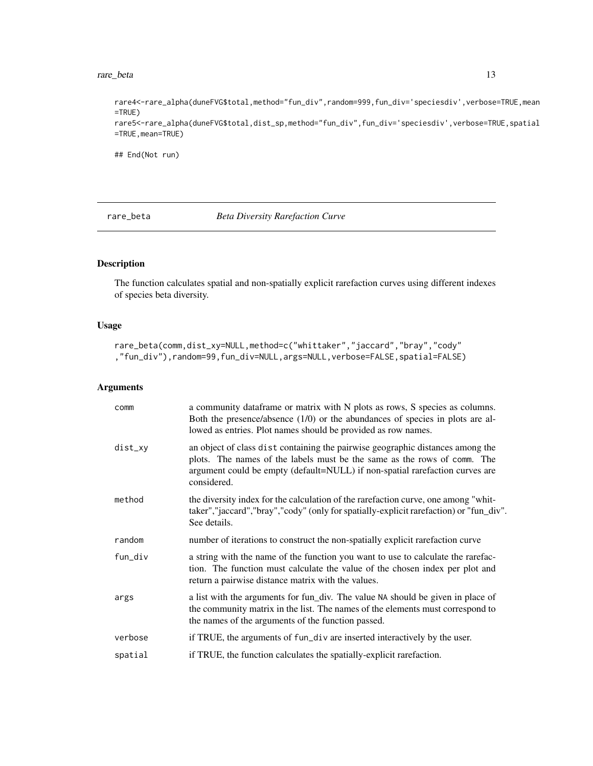```
rare4<-rare_alpha(duneFVG$total,method="fun_div",random=999,fun_div='speciesdiv',verbose=TRUE,mean
=TRUE)
rare5<-rare_alpha(duneFVG$total,dist_sp,method="fun_div",fun_div='speciesdiv',verbose=TRUE,spatial
=TRUE,mean=TRUE)

## End(Not run)
```

---

## rare_beta — *Beta Diversity Rarefaction Curve*

---

### Description

The function calculates spatial and non-spatially explicit rarefaction curves using different indexes of species beta diversity.

### Usage

```
rare_beta(comm,dist_xy=NULL,method=c("whittaker","jaccard","bray","cody"
,"fun_div"),random=99,fun_div=NULL,args=NULL,verbose=FALSE,spatial=FALSE)
```

### Arguments

| | |
|---|---|
| `comm` | a community dataframe or matrix with N plots as rows, S species as columns. Both the presence/absence (1/0) or the abundances of species in plots are allowed as entries. Plot names should be provided as row names. |
| `dist_xy` | an object of class `dist` containing the pairwise geographic distances among the plots. The names of the labels must be the same as the rows of `comm`. The argument could be empty (default=NULL) if non-spatial rarefaction curves are considered. |
| `method` | the diversity index for the calculation of the rarefaction curve, one among "whittaker","jaccard","bray","cody" (only for spatially-explicit rarefaction) or "fun_div". See details. |
| `random` | number of iterations to construct the non-spatially explicit rarefaction curve |
| `fun_div` | a string with the name of the function you want to use to calculate the rarefaction. The function must calculate the value of the chosen index per plot and return a pairwise distance matrix with the values. |
| `args` | a list with the arguments for fun_div. The value `NA` should be given in place of the community matrix in the list. The names of the elements must correspond to the names of the arguments of the function passed. |
| `verbose` | if TRUE, the arguments of `fun_div` are inserted interactively by the user. |
| `spatial` | if TRUE, the function calculates the spatially-explicit rarefaction. |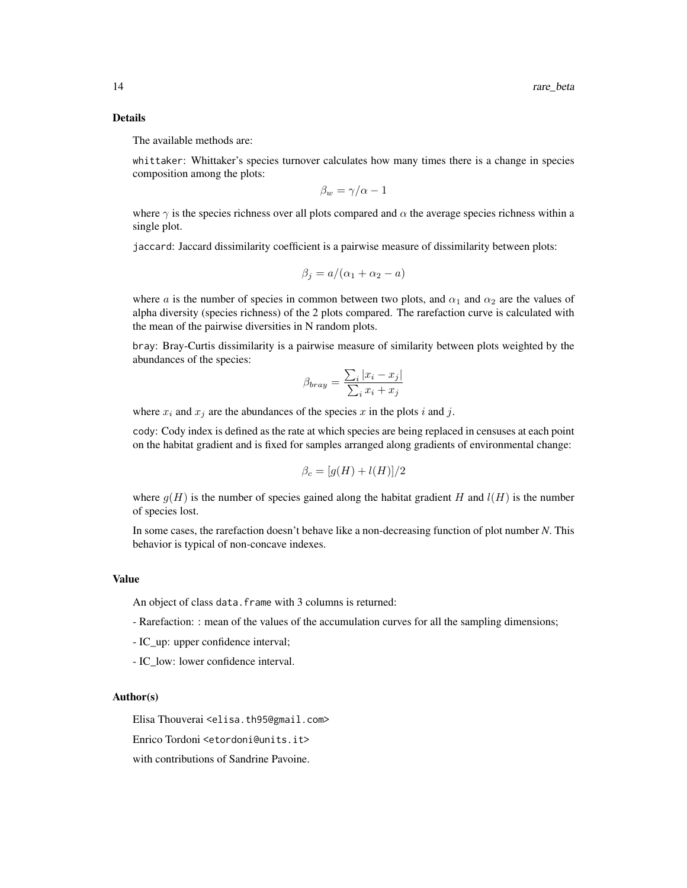### Details

The available methods are:

whittaker: Whittaker's species turnover calculates how many times there is a change in species composition among the plots:

$$\beta_w = \gamma/\alpha - 1$$

where $\gamma$ is the species richness over all plots compared and $\alpha$ the average species richness within a single plot.

jaccard: Jaccard dissimilarity coefficient is a pairwise measure of dissimilarity between plots:

$$\beta_j = a/(\alpha_1 + \alpha_2 - a)$$

where $a$ is the number of species in common between two plots, and $\alpha_1$ and $\alpha_2$ are the values of alpha diversity (species richness) of the 2 plots compared. The rarefaction curve is calculated with the mean of the pairwise diversities in N random plots.

bray: Bray-Curtis dissimilarity is a pairwise measure of similarity between plots weighted by the abundances of the species:

$$\beta_{bray} = \frac{\sum_i |x_i - x_j|}{\sum_i x_i + x_j}$$

where $x_i$ and $x_j$ are the abundances of the species $x$ in the plots $i$ and $j$.

cody: Cody index is defined as the rate at which species are being replaced in censuses at each point on the habitat gradient and is fixed for samples arranged along gradients of environmental change:

$$\beta_c = [g(H) + l(H)]/2$$

where $g(H)$ is the number of species gained along the habitat gradient $H$ and $l(H)$ is the number of species lost.

In some cases, the rarefaction doesn't behave like a non-decreasing function of plot number *N*. This behavior is typical of non-concave indexes.

### Value

An object of class data.frame with 3 columns is returned:

- Rarefaction: : mean of the values of the accumulation curves for all the sampling dimensions;

- IC_up: upper confidence interval;

- IC_low: lower confidence interval.

### Author(s)

Elisa Thouverai <elisa.th95@gmail.com>

Enrico Tordoni <etordoni@units.it>

with contributions of Sandrine Pavoine.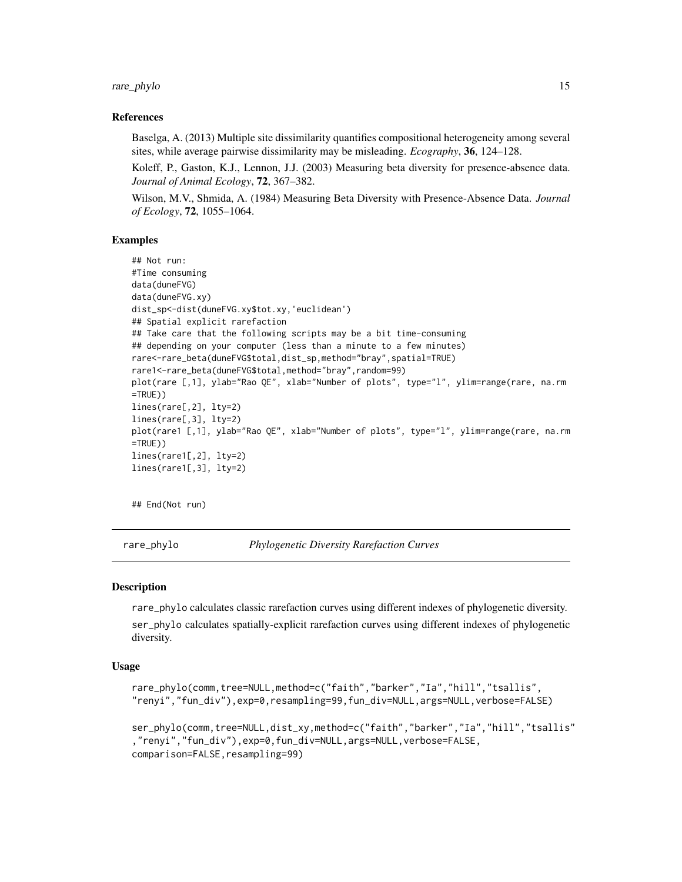### References

Baselga, A. (2013) Multiple site dissimilarity quantifies compositional heterogeneity among several sites, while average pairwise dissimilarity may be misleading. *Ecography*, **36**, 124–128.

Koleff, P., Gaston, K.J., Lennon, J.J. (2003) Measuring beta diversity for presence-absence data. *Journal of Animal Ecology*, **72**, 367–382.

Wilson, M.V., Shmida, A. (1984) Measuring Beta Diversity with Presence-Absence Data. *Journal of Ecology*, **72**, 1055–1064.

### Examples

```
## Not run:
#Time consuming
data(duneFVG)
data(duneFVG.xy)
dist_sp<-dist(duneFVG.xy$tot.xy,'euclidean')
## Spatial explicit rarefaction
## Take care that the following scripts may be a bit time-consuming
## depending on your computer (less than a minute to a few minutes)
rare<-rare_beta(duneFVG$total,dist_sp,method="bray",spatial=TRUE)
rare1<-rare_beta(duneFVG$total,method="bray",random=99)
plot(rare [,1], ylab="Rao QE", xlab="Number of plots", type="l", ylim=range(rare, na.rm
=TRUE))
lines(rare[,2], lty=2)
lines(rare[,3], lty=2)
plot(rare1 [,1], ylab="Rao QE", xlab="Number of plots", type="l", ylim=range(rare, na.rm
=TRUE))
lines(rare1[,2], lty=2)
lines(rare1[,3], lty=2)


## End(Not run)
```

## rare_phylo — *Phylogenetic Diversity Rarefaction Curves*

### Description

rare_phylo calculates classic rarefaction curves using different indexes of phylogenetic diversity.

ser_phylo calculates spatially-explicit rarefaction curves using different indexes of phylogenetic diversity.

### Usage

```
rare_phylo(comm,tree=NULL,method=c("faith","barker","Ia","hill","tsallis",
"renyi","fun_div"),exp=0,resampling=99,fun_div=NULL,args=NULL,verbose=FALSE)

ser_phylo(comm,tree=NULL,dist_xy,method=c("faith","barker","Ia","hill","tsallis"
,"renyi","fun_div"),exp=0,fun_div=NULL,args=NULL,verbose=FALSE,
comparison=FALSE,resampling=99)
```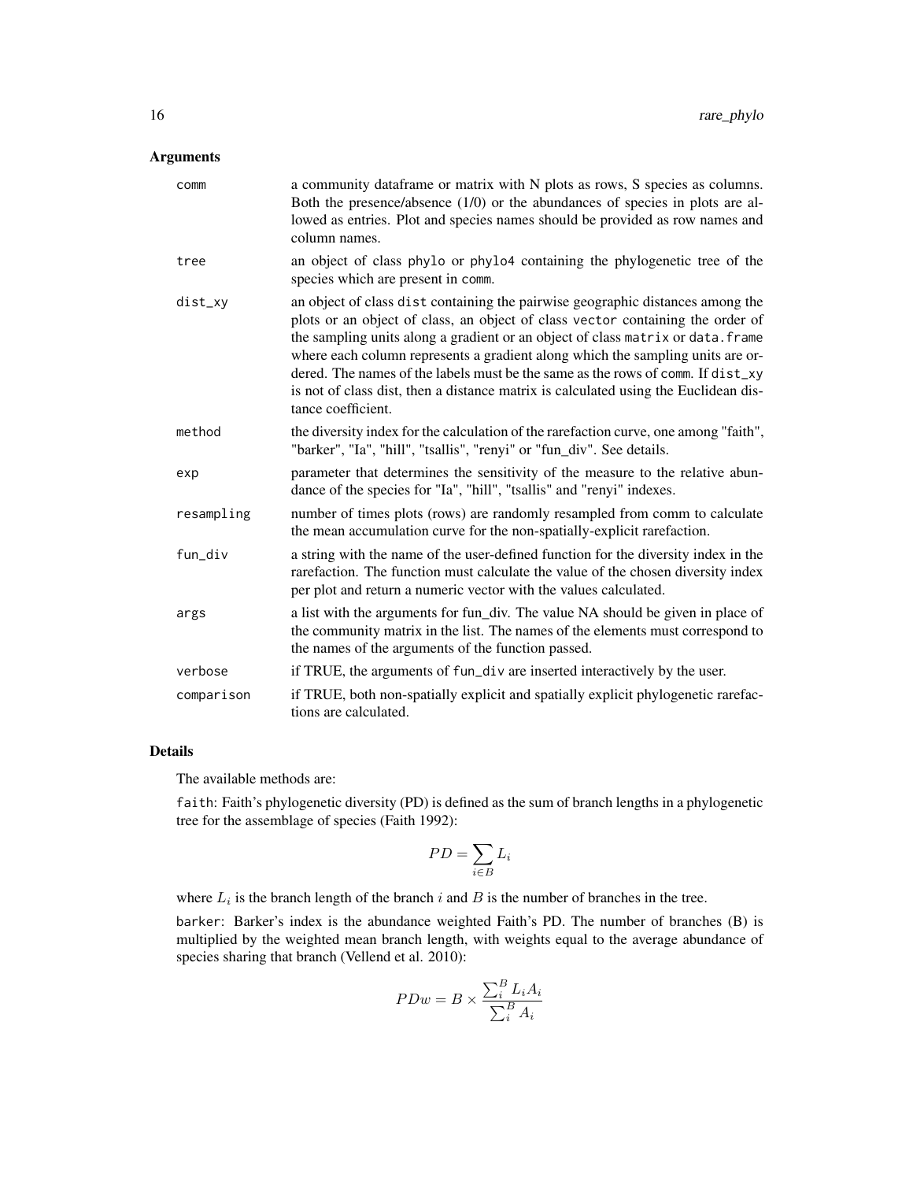## Arguments

| | |
|---|---|
| comm | a community dataframe or matrix with N plots as rows, S species as columns. Both the presence/absence (1/0) or the abundances of species in plots are allowed as entries. Plot and species names should be provided as row names and column names. |
| tree | an object of class phylo or phylo4 containing the phylogenetic tree of the species which are present in comm. |
| dist_xy | an object of class dist containing the pairwise geographic distances among the plots or an object of class, an object of class vector containing the order of the sampling units along a gradient or an object of class matrix or data.frame where each column represents a gradient along which the sampling units are ordered. The names of the labels must be the same as the rows of comm. If dist_xy is not of class dist, then a distance matrix is calculated using the Euclidean distance coefficient. |
| method | the diversity index for the calculation of the rarefaction curve, one among "faith", "barker", "Ia", "hill", "tsallis", "renyi" or "fun_div". See details. |
| exp | parameter that determines the sensitivity of the measure to the relative abundance of the species for "Ia", "hill", "tsallis" and "renyi" indexes. |
| resampling | number of times plots (rows) are randomly resampled from comm to calculate the mean accumulation curve for the non-spatially-explicit rarefaction. |
| fun_div | a string with the name of the user-defined function for the diversity index in the rarefaction. The function must calculate the value of the chosen diversity index per plot and return a numeric vector with the values calculated. |
| args | a list with the arguments for fun_div. The value NA should be given in place of the community matrix in the list. The names of the elements must correspond to the names of the arguments of the function passed. |
| verbose | if TRUE, the arguments of fun_div are inserted interactively by the user. |
| comparison | if TRUE, both non-spatially explicit and spatially explicit phylogenetic rarefactions are calculated. |

## Details

The available methods are:

faith: Faith's phylogenetic diversity (PD) is defined as the sum of branch lengths in a phylogenetic tree for the assemblage of species (Faith 1992):

$$PD = \sum_{i \in B} L_i$$

where $L_i$ is the branch length of the branch $i$ and $B$ is the number of branches in the tree.

barker: Barker's index is the abundance weighted Faith's PD. The number of branches (B) is multiplied by the weighted mean branch length, with weights equal to the average abundance of species sharing that branch (Vellend et al. 2010):

$$PDw = B \times \frac{\sum_i^B L_i A_i}{\sum_i^B A_i}$$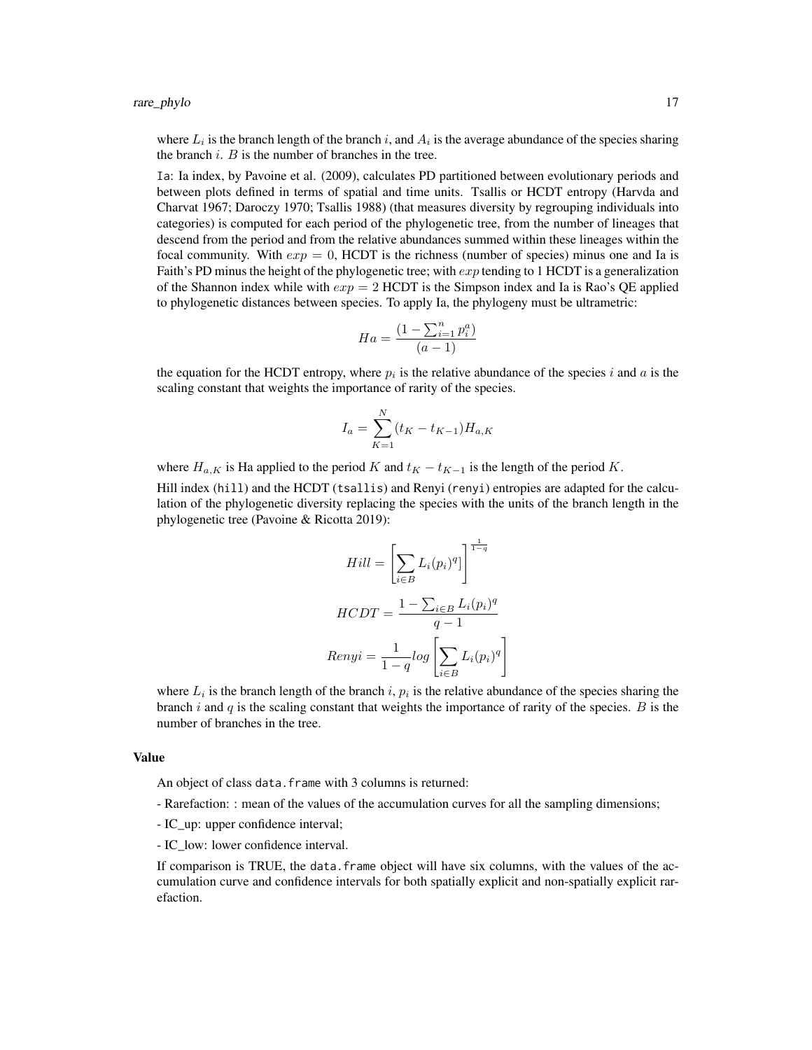where $L_i$ is the branch length of the branch $i$, and $A_i$ is the average abundance of the species sharing the branch $i$. $B$ is the number of branches in the tree.

Ia: Ia index, by Pavoine et al. (2009), calculates PD partitioned between evolutionary periods and between plots defined in terms of spatial and time units. Tsallis or HCDT entropy (Harvda and Charvat 1967; Daroczy 1970; Tsallis 1988) (that measures diversity by regrouping individuals into categories) is computed for each period of the phylogenetic tree, from the number of lineages that descend from the period and from the relative abundances summed within these lineages within the focal community. With $exp = 0$, HCDT is the richness (number of species) minus one and Ia is Faith's PD minus the height of the phylogenetic tree; with $exp$ tending to 1 HCDT is a generalization of the Shannon index while with $exp = 2$ HCDT is the Simpson index and Ia is Rao's QE applied to phylogenetic distances between species. To apply Ia, the phylogeny must be ultrametric:

$$Ha = \frac{(1 - \sum_{i=1}^{n} p_i^a)}{(a-1)}$$

the equation for the HCDT entropy, where $p_i$ is the relative abundance of the species $i$ and $a$ is the scaling constant that weights the importance of rarity of the species.

$$I_a = \sum_{K=1}^{N} (t_K - t_{K-1}) H_{a,K}$$

where $H_{a,K}$ is Ha applied to the period $K$ and $t_K - t_{K-1}$ is the length of the period $K$.

Hill index (hill) and the HCDT (tsallis) and Renyi (renyi) entropies are adapted for the calculation of the phylogenetic diversity replacing the species with the units of the branch length in the phylogenetic tree (Pavoine & Ricotta 2019):

$$Hill = \left[ \sum_{i \in B} L_i (p_i)^q ] \right]^{\frac{1}{1-q}}$$

$$HCDT = \frac{1 - \sum_{i \in B} L_i (p_i)^q}{q-1}$$

$$Renyi = \frac{1}{1-q} log \left[ \sum_{i \in B} L_i (p_i)^q \right]$$

where $L_i$ is the branch length of the branch $i$, $p_i$ is the relative abundance of the species sharing the branch $i$ and $q$ is the scaling constant that weights the importance of rarity of the species. $B$ is the number of branches in the tree.

## Value

An object of class data.frame with 3 columns is returned:

- Rarefaction: : mean of the values of the accumulation curves for all the sampling dimensions;

- IC_up: upper confidence interval;

- IC_low: lower confidence interval.

If comparison is TRUE, the data.frame object will have six columns, with the values of the accumulation curve and confidence intervals for both spatially explicit and non-spatially explicit rarefaction.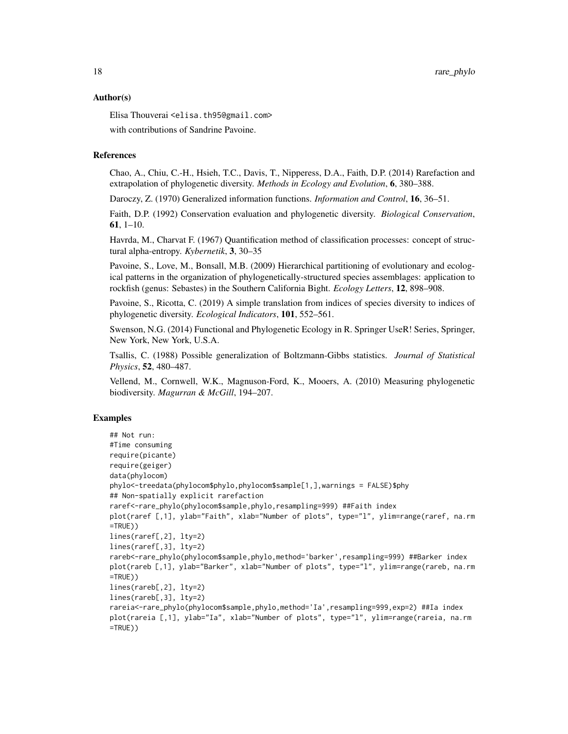## Author(s)

Elisa Thouverai <elisa.th95@gmail.com>

with contributions of Sandrine Pavoine.

## References

Chao, A., Chiu, C.-H., Hsieh, T.C., Davis, T., Nipperess, D.A., Faith, D.P. (2014) Rarefaction and extrapolation of phylogenetic diversity. *Methods in Ecology and Evolution*, **6**, 380–388.

Daroczy, Z. (1970) Generalized information functions. *Information and Control*, **16**, 36–51.

Faith, D.P. (1992) Conservation evaluation and phylogenetic diversity. *Biological Conservation*, **61**, 1–10.

Havrda, M., Charvat F. (1967) Quantification method of classification processes: concept of structural alpha-entropy. *Kybernetik*, **3**, 30–35

Pavoine, S., Love, M., Bonsall, M.B. (2009) Hierarchical partitioning of evolutionary and ecological patterns in the organization of phylogenetically-structured species assemblages: application to rockfish (genus: Sebastes) in the Southern California Bight. *Ecology Letters*, **12**, 898–908.

Pavoine, S., Ricotta, C. (2019) A simple translation from indices of species diversity to indices of phylogenetic diversity. *Ecological Indicators*, **101**, 552–561.

Swenson, N.G. (2014) Functional and Phylogenetic Ecology in R. Springer UseR! Series, Springer, New York, New York, U.S.A.

Tsallis, C. (1988) Possible generalization of Boltzmann-Gibbs statistics. *Journal of Statistical Physics*, **52**, 480–487.

Vellend, M., Cornwell, W.K., Magnuson-Ford, K., Mooers, A. (2010) Measuring phylogenetic biodiversity. *Magurran & McGill*, 194–207.

## Examples

```
## Not run:
#Time consuming
require(picante)
require(geiger)
data(phylocom)
phylo<-treedata(phylocom$phylo,phylocom$sample[1,],warnings = FALSE)$phy
## Non-spatially explicit rarefaction
raref<-rare_phylo(phylocom$sample,phylo,resampling=999) ##Faith index
plot(raref [,1], ylab="Faith", xlab="Number of plots", type="l", ylim=range(raref, na.rm
=TRUE))
lines(raref[,2], lty=2)
lines(raref[,3], lty=2)
rareb<-rare_phylo(phylocom$sample,phylo,method='barker',resampling=999) ##Barker index
plot(rareb [,1], ylab="Barker", xlab="Number of plots", type="l", ylim=range(rareb, na.rm
=TRUE))
lines(rareb[,2], lty=2)
lines(rareb[,3], lty=2)
rareia<-rare_phylo(phylocom$sample,phylo,method='Ia',resampling=999,exp=2) ##Ia index
plot(rareia [,1], ylab="Ia", xlab="Number of plots", type="l", ylim=range(rareia, na.rm
=TRUE))
```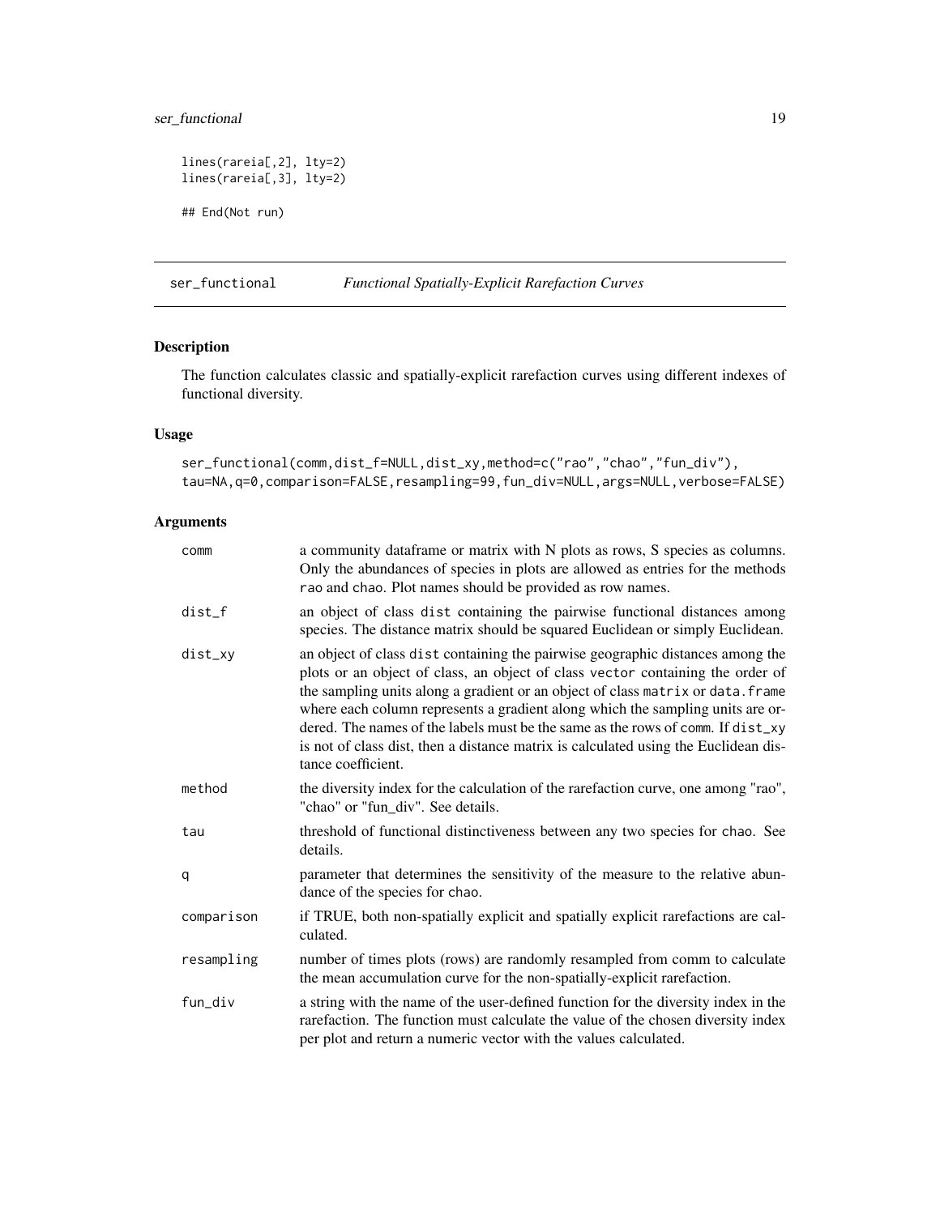```
lines(rareia[,2], lty=2)
lines(rareia[,3], lty=2)

## End(Not run)
```

## ser_functional — *Functional Spatially-Explicit Rarefaction Curves*

### Description

The function calculates classic and spatially-explicit rarefaction curves using different indexes of functional diversity.

### Usage

```
ser_functional(comm,dist_f=NULL,dist_xy,method=c("rao","chao","fun_div"),
tau=NA,q=0,comparison=FALSE,resampling=99,fun_div=NULL,args=NULL,verbose=FALSE)
```

### Arguments

| Argument | Description |
|---|---|
| comm | a community dataframe or matrix with N plots as rows, S species as columns. Only the abundances of species in plots are allowed as entries for the methods rao and chao. Plot names should be provided as row names. |
| dist_f | an object of class dist containing the pairwise functional distances among species. The distance matrix should be squared Euclidean or simply Euclidean. |
| dist_xy | an object of class dist containing the pairwise geographic distances among the plots or an object of class, an object of class vector containing the order of the sampling units along a gradient or an object of class matrix or data.frame where each column represents a gradient along which the sampling units are ordered. The names of the labels must be the same as the rows of comm. If dist_xy is not of class dist, then a distance matrix is calculated using the Euclidean distance coefficient. |
| method | the diversity index for the calculation of the rarefaction curve, one among "rao", "chao" or "fun_div". See details. |
| tau | threshold of functional distinctiveness between any two species for chao. See details. |
| q | parameter that determines the sensitivity of the measure to the relative abundance of the species for chao. |
| comparison | if TRUE, both non-spatially explicit and spatially explicit rarefactions are calculated. |
| resampling | number of times plots (rows) are randomly resampled from comm to calculate the mean accumulation curve for the non-spatially-explicit rarefaction. |
| fun_div | a string with the name of the user-defined function for the diversity index in the rarefaction. The function must calculate the value of the chosen diversity index per plot and return a numeric vector with the values calculated. |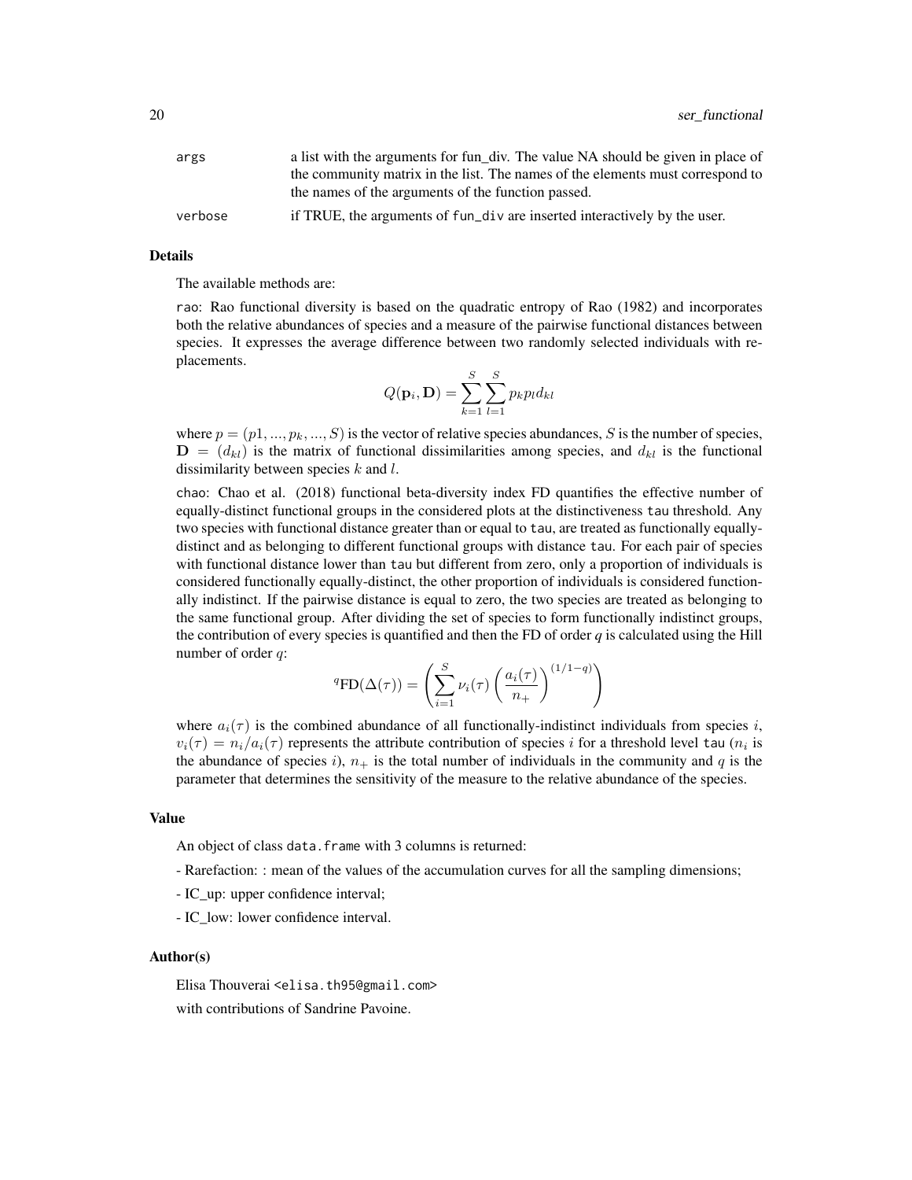| | |
|---|---|
| args | a list with the arguments for fun_div. The value NA should be given in place of the community matrix in the list. The names of the elements must correspond to the names of the arguments of the function passed. |
| verbose | if TRUE, the arguments of fun_div are inserted interactively by the user. |

### Details

The available methods are:

rao: Rao functional diversity is based on the quadratic entropy of Rao (1982) and incorporates both the relative abundances of species and a measure of the pairwise functional distances between species. It expresses the average difference between two randomly selected individuals with replacements.

$$Q(\mathbf{p}_i, \mathbf{D}) = \sum_{k=1}^{S} \sum_{l=1}^{S} p_k p_l d_{kl}$$

where $p = (p1, ..., p_k, ..., S)$ is the vector of relative species abundances, $S$ is the number of species, $\mathbf{D} = (d_{kl})$ is the matrix of functional dissimilarities among species, and $d_{kl}$ is the functional dissimilarity between species $k$ and $l$.

chao: Chao et al. (2018) functional beta-diversity index FD quantifies the effective number of equally-distinct functional groups in the considered plots at the distinctiveness tau threshold. Any two species with functional distance greater than or equal to tau, are treated as functionally equally-distinct and as belonging to different functional groups with distance tau. For each pair of species with functional distance lower than tau but different from zero, only a proportion of individuals is considered functionally equally-distinct, the other proportion of individuals is considered functionally indistinct. If the pairwise distance is equal to zero, the two species are treated as belonging to the same functional group. After dividing the set of species to form functionally indistinct groups, the contribution of every species is quantified and then the FD of order *q* is calculated using the Hill number of order $q$:

$$^{q}\mathrm{FD}(\Delta(\tau)) = \left( \sum_{i=1}^{S} \nu_i(\tau) \left( \frac{a_i(\tau)}{n_+} \right)^{(1/1-q)} \right)$$

where $a_i(\tau)$ is the combined abundance of all functionally-indistinct individuals from species $i$, $v_i(\tau) = n_i/a_i(\tau)$ represents the attribute contribution of species $i$ for a threshold level tau ($n_i$ is the abundance of species $i$), $n_+$ is the total number of individuals in the community and $q$ is the parameter that determines the sensitivity of the measure to the relative abundance of the species.

### Value

An object of class data.frame with 3 columns is returned:

- Rarefaction: : mean of the values of the accumulation curves for all the sampling dimensions;

- IC_up: upper confidence interval;

- IC_low: lower confidence interval.

### Author(s)

Elisa Thouverai <elisa.th95@gmail.com>

with contributions of Sandrine Pavoine.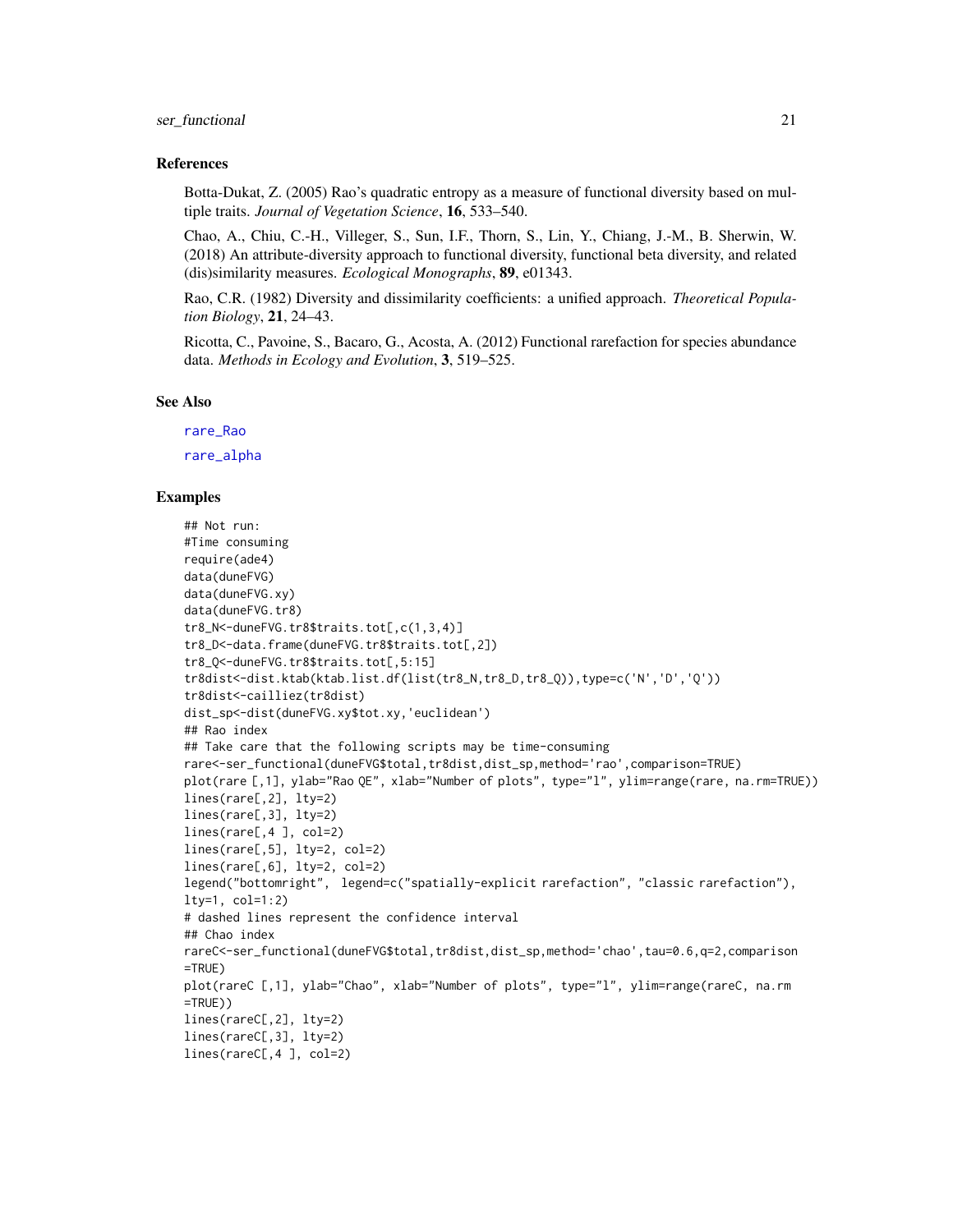### References

Botta-Dukat, Z. (2005) Rao's quadratic entropy as a measure of functional diversity based on multiple traits. *Journal of Vegetation Science*, **16**, 533–540.

Chao, A., Chiu, C.-H., Villeger, S., Sun, I.F., Thorn, S., Lin, Y., Chiang, J.-M., B. Sherwin, W. (2018) An attribute-diversity approach to functional diversity, functional beta diversity, and related (dis)similarity measures. *Ecological Monographs*, **89**, e01343.

Rao, C.R. (1982) Diversity and dissimilarity coefficients: a unified approach. *Theoretical Population Biology*, **21**, 24–43.

Ricotta, C., Pavoine, S., Bacaro, G., Acosta, A. (2012) Functional rarefaction for species abundance data. *Methods in Ecology and Evolution*, **3**, 519–525.

### See Also

rare_Rao

rare_alpha

### Examples

```
## Not run:
#Time consuming
require(ade4)
data(duneFVG)
data(duneFVG.xy)
data(duneFVG.tr8)
tr8_N<-duneFVG.tr8$traits.tot[,c(1,3,4)]
tr8_D<-data.frame(duneFVG.tr8$traits.tot[,2])
tr8_Q<-duneFVG.tr8$traits.tot[,5:15]
tr8dist<-dist.ktab(ktab.list.df(list(tr8_N,tr8_D,tr8_Q)),type=c('N','D','Q'))
tr8dist<-cailliez(tr8dist)
dist_sp<-dist(duneFVG.xy$tot.xy,'euclidean')
## Rao index
## Take care that the following scripts may be time-consuming
rare<-ser_functional(duneFVG$total,tr8dist,dist_sp,method='rao',comparison=TRUE)
plot(rare [,1], ylab="Rao QE", xlab="Number of plots", type="l", ylim=range(rare, na.rm=TRUE))
lines(rare[,2], lty=2)
lines(rare[,3], lty=2)
lines(rare[,4 ], col=2)
lines(rare[,5], lty=2, col=2)
lines(rare[,6], lty=2, col=2)
legend("bottomright",  legend=c("spatially-explicit rarefaction", "classic rarefaction"),
lty=1, col=1:2)
# dashed lines represent the confidence interval
## Chao index
rareC<-ser_functional(duneFVG$total,tr8dist,dist_sp,method='chao',tau=0.6,q=2,comparison
=TRUE)
plot(rareC [,1], ylab="Chao", xlab="Number of plots", type="l", ylim=range(rareC, na.rm
=TRUE))
lines(rareC[,2], lty=2)
lines(rareC[,3], lty=2)
lines(rareC[,4 ], col=2)
```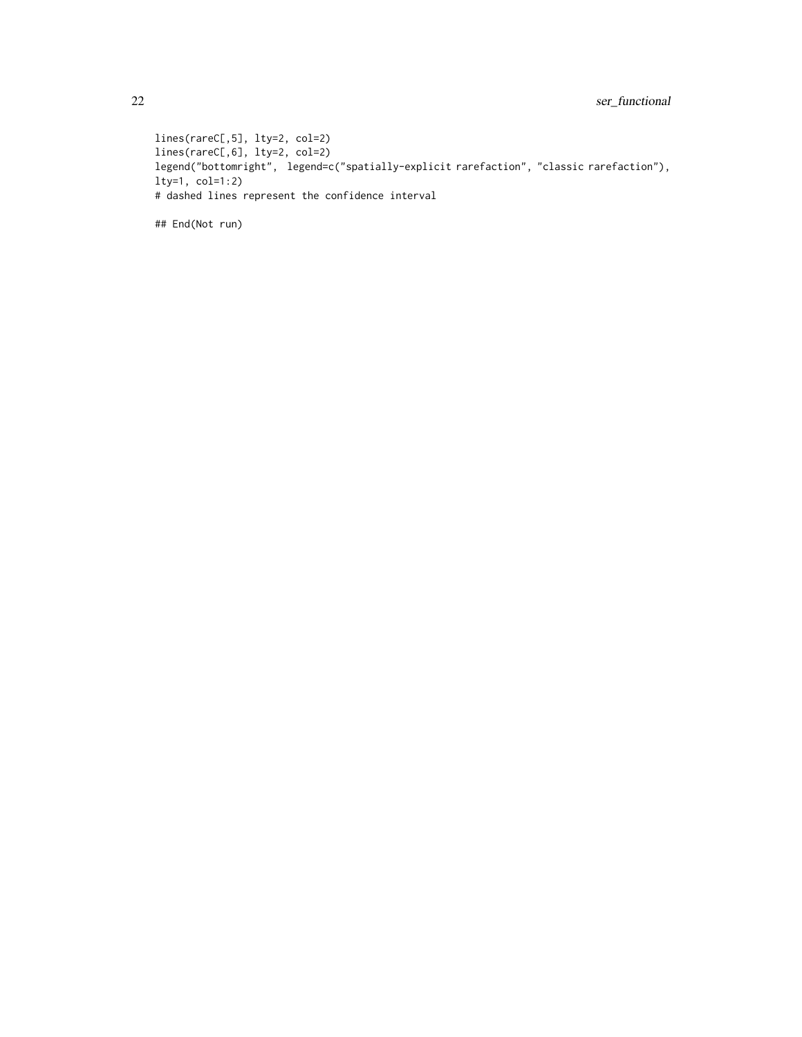```
lines(rareC[,5], lty=2, col=2)
lines(rareC[,6], lty=2, col=2)
legend("bottomright",  legend=c("spatially-explicit rarefaction", "classic rarefaction"),
lty=1, col=1:2)
# dashed lines represent the confidence interval

## End(Not run)
```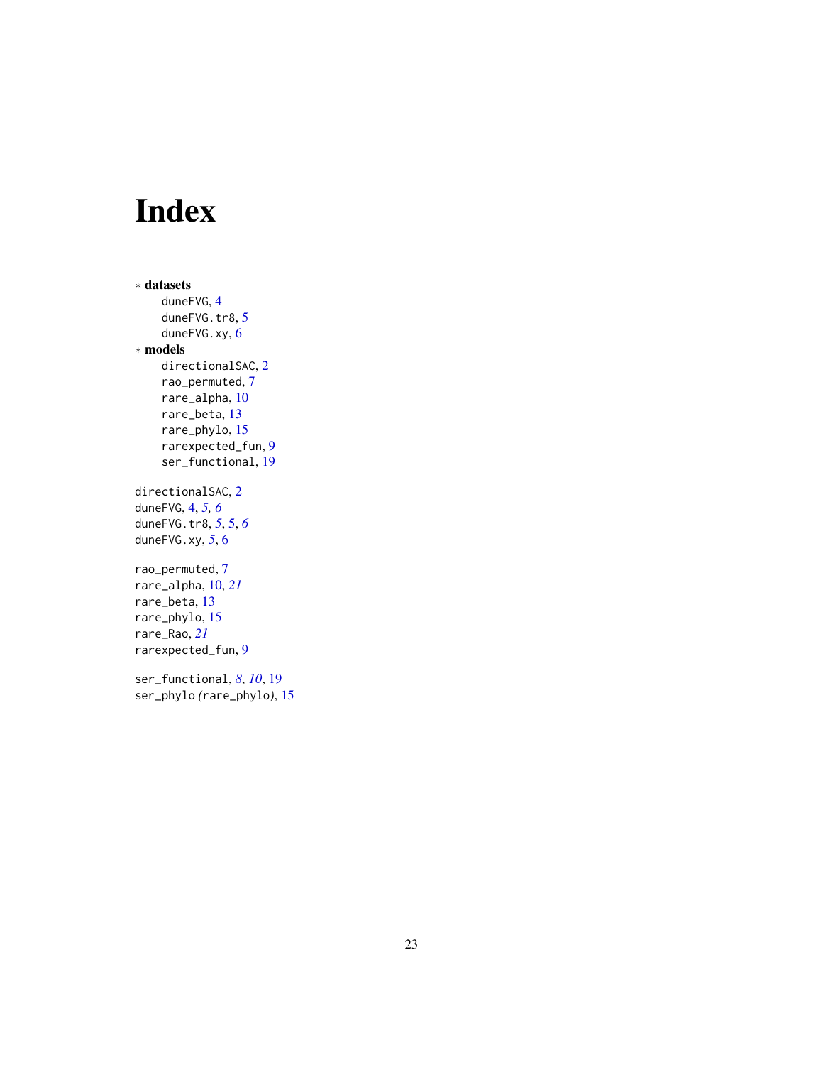# Index

∗ **datasets**
  duneFVG, 4
  duneFVG.tr8, 5
  duneFVG.xy, 6

∗ **models**
  directionalSAC, 2
  rao_permuted, 7
  rare_alpha, 10
  rare_beta, 13
  rare_phylo, 15
  rarexpected_fun, 9
  ser_functional, 19

directionalSAC, 2
duneFVG, 4, *5, 6*
duneFVG.tr8, *5*, 5, *6*
duneFVG.xy, *5*, 6

rao_permuted, 7
rare_alpha, 10, *21*
rare_beta, 13
rare_phylo, 15
rare_Rao, *21*
rarexpected_fun, 9

ser_functional, *8*, *10*, 19
ser_phylo *(*rare_phylo*)*, 15